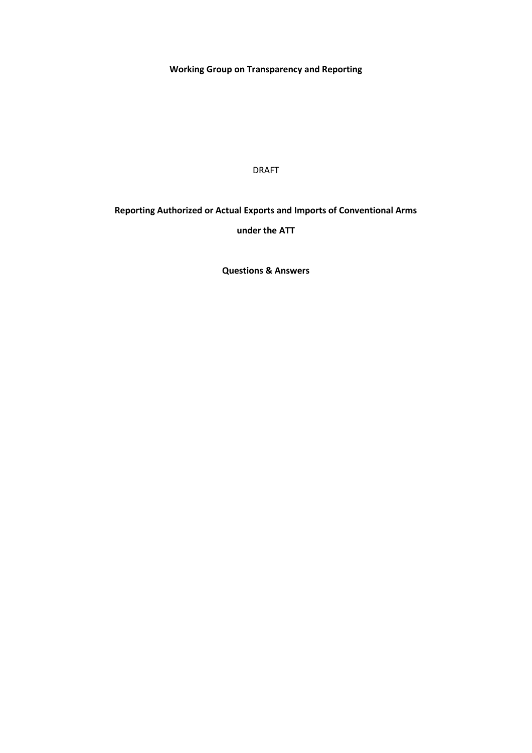**Working Group on Transparency and Reporting**

DRAFT

# Reporting Authorized or Actual Exports and Imports of Conventional Arms under the ATT

**Questions & Answers**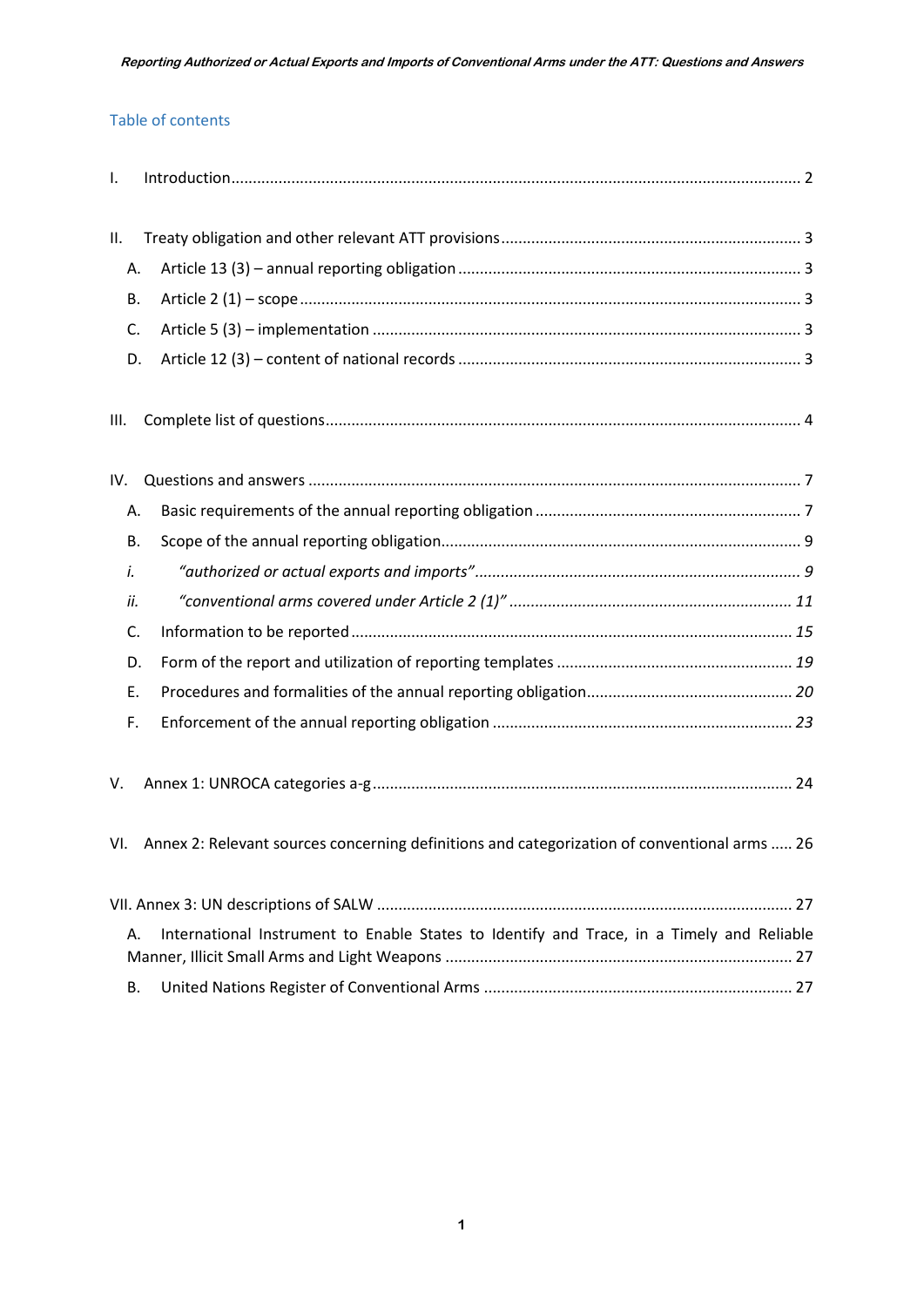## Table of contents

I. Introduction ..... 2

II. Treaty obligation and other relevant ATT provisions ..... 3

- A. Article 13 (3) – annual reporting obligation ..... 3
- B. Article 2 (1) – scope ..... 3
- C. Article 5 (3) – implementation ..... 3
- D. Article 12 (3) – content of national records ..... 3

III. Complete list of questions ..... 4

IV. Questions and answers ..... 7

- A. Basic requirements of the annual reporting obligation ..... 7
- B. Scope of the annual reporting obligation ..... 9
  - *i. "authorized or actual exports and imports" ..... 9*
  - *ii. "conventional arms covered under Article 2 (1)" ..... 11*
- C. Information to be reported ..... *15*
- D. Form of the report and utilization of reporting templates ..... *19*
- E. Procedures and formalities of the annual reporting obligation ..... *20*
- F. Enforcement of the annual reporting obligation ..... *23*

V. Annex 1: UNROCA categories a-g ..... 24

VI. Annex 2: Relevant sources concerning definitions and categorization of conventional arms ..... 26

VII. Annex 3: UN descriptions of SALW ..... 27

- A. International Instrument to Enable States to Identify and Trace, in a Timely and Reliable Manner, Illicit Small Arms and Light Weapons ..... 27
- B. United Nations Register of Conventional Arms ..... 27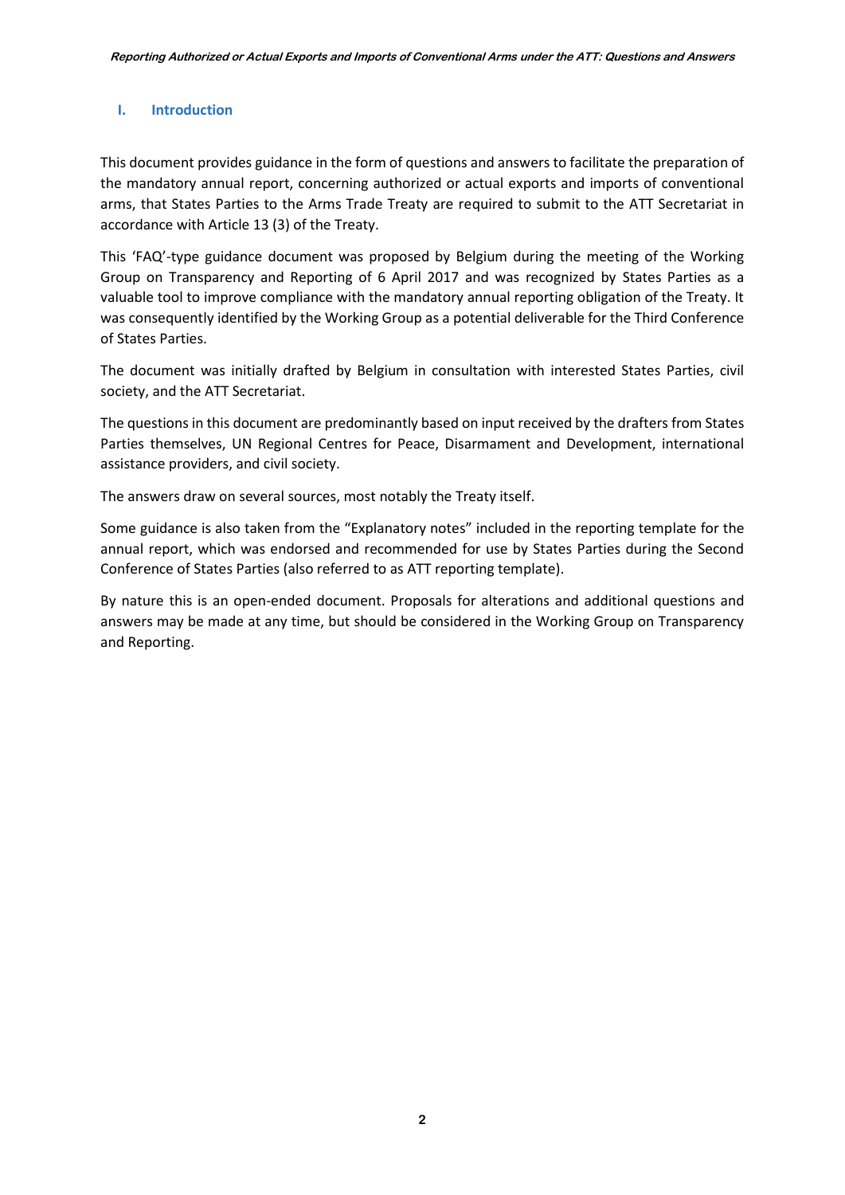## I. Introduction

This document provides guidance in the form of questions and answers to facilitate the preparation of the mandatory annual report, concerning authorized or actual exports and imports of conventional arms, that States Parties to the Arms Trade Treaty are required to submit to the ATT Secretariat in accordance with Article 13 (3) of the Treaty.

This 'FAQ'-type guidance document was proposed by Belgium during the meeting of the Working Group on Transparency and Reporting of 6 April 2017 and was recognized by States Parties as a valuable tool to improve compliance with the mandatory annual reporting obligation of the Treaty. It was consequently identified by the Working Group as a potential deliverable for the Third Conference of States Parties.

The document was initially drafted by Belgium in consultation with interested States Parties, civil society, and the ATT Secretariat.

The questions in this document are predominantly based on input received by the drafters from States Parties themselves, UN Regional Centres for Peace, Disarmament and Development, international assistance providers, and civil society.

The answers draw on several sources, most notably the Treaty itself.

Some guidance is also taken from the "Explanatory notes" included in the reporting template for the annual report, which was endorsed and recommended for use by States Parties during the Second Conference of States Parties (also referred to as ATT reporting template).

By nature this is an open-ended document. Proposals for alterations and additional questions and answers may be made at any time, but should be considered in the Working Group on Transparency and Reporting.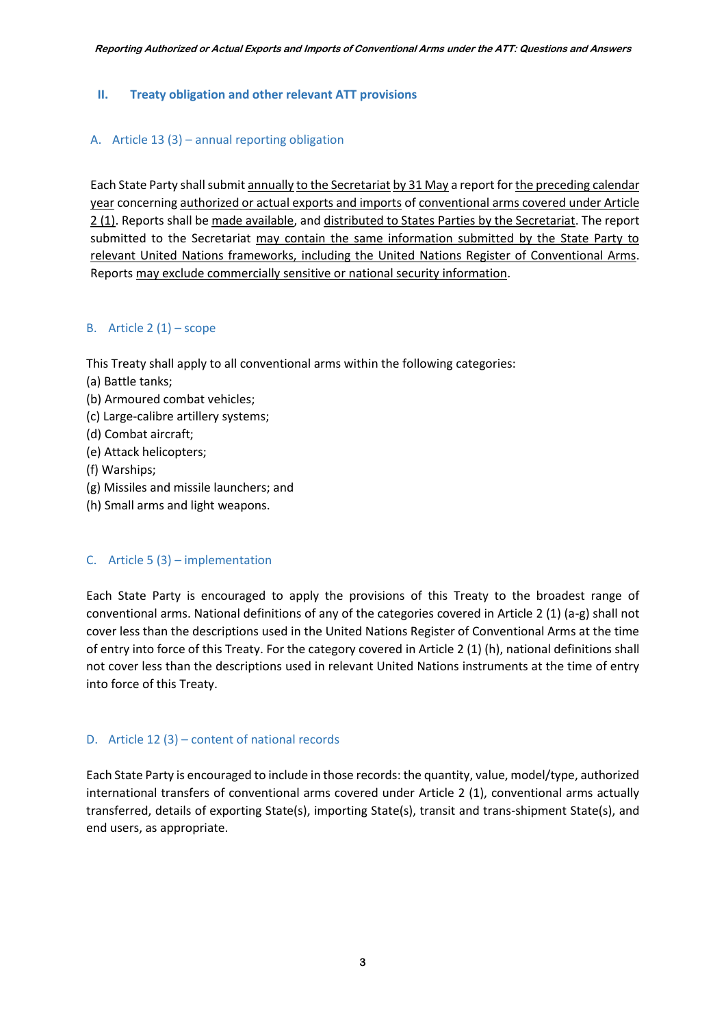## II. Treaty obligation and other relevant ATT provisions

### A. Article 13 (3) – annual reporting obligation

Each State Party shall submit annually to the Secretariat by 31 May a report for the preceding calendar year concerning authorized or actual exports and imports of conventional arms covered under Article 2 (1). Reports shall be made available, and distributed to States Parties by the Secretariat. The report submitted to the Secretariat may contain the same information submitted by the State Party to relevant United Nations frameworks, including the United Nations Register of Conventional Arms. Reports may exclude commercially sensitive or national security information.

### B. Article 2 (1) – scope

This Treaty shall apply to all conventional arms within the following categories:
(a) Battle tanks;
(b) Armoured combat vehicles;
(c) Large-calibre artillery systems;
(d) Combat aircraft;
(e) Attack helicopters;
(f) Warships;
(g) Missiles and missile launchers; and
(h) Small arms and light weapons.

### C. Article 5 (3) – implementation

Each State Party is encouraged to apply the provisions of this Treaty to the broadest range of conventional arms. National definitions of any of the categories covered in Article 2 (1) (a-g) shall not cover less than the descriptions used in the United Nations Register of Conventional Arms at the time of entry into force of this Treaty. For the category covered in Article 2 (1) (h), national definitions shall not cover less than the descriptions used in relevant United Nations instruments at the time of entry into force of this Treaty.

### D. Article 12 (3) – content of national records

Each State Party is encouraged to include in those records: the quantity, value, model/type, authorized international transfers of conventional arms covered under Article 2 (1), conventional arms actually transferred, details of exporting State(s), importing State(s), transit and trans-shipment State(s), and end users, as appropriate.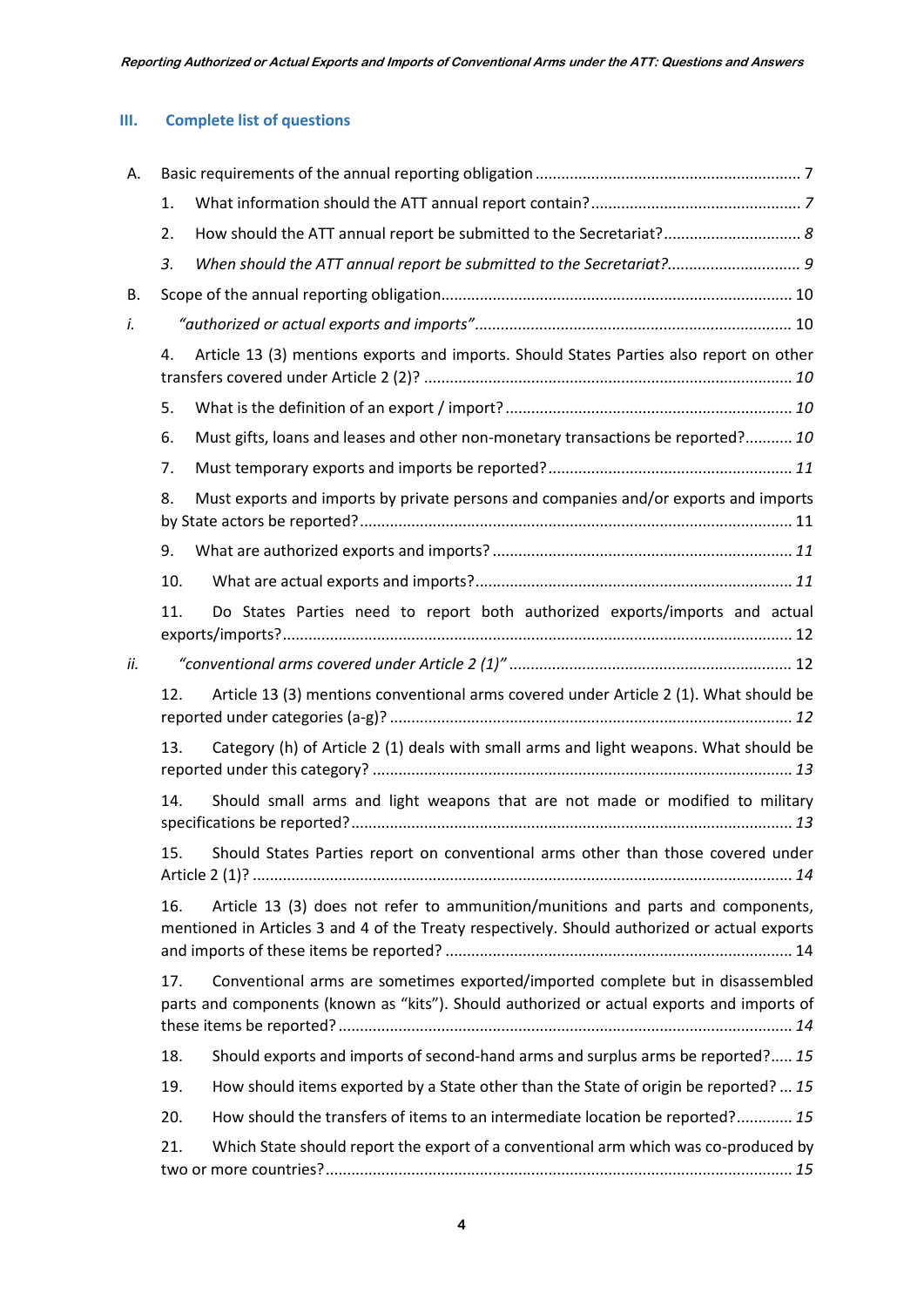## III. Complete list of questions

A. Basic requirements of the annual reporting obligation ........................................................... 7

1. What information should the ATT annual report contain? ................................................ *7*
2. How should the ATT annual report be submitted to the Secretariat? ............................... *8*
3. *When should the ATT annual report be submitted to the Secretariat?* .............................. *9*

B. Scope of the annual reporting obligation................................................................................. 10

*i.* *"authorized or actual exports and imports"*......................................................................... 10

4. Article 13 (3) mentions exports and imports. Should States Parties also report on other transfers covered under Article 2 (2)? ..................................................................................... *10*
5. What is the definition of an export / import? ................................................................... *10*
6. Must gifts, loans and leases and other non-monetary transactions be reported?........... *10*
7. Must temporary exports and imports be reported? ......................................................... *11*
8. Must exports and imports by private persons and companies and/or exports and imports by State actors be reported? .................................................................................................. 11
9. What are authorized exports and imports? ..................................................................... *11*
10. What are actual exports and imports? ......................................................................... *11*
11. Do States Parties need to report both authorized exports/imports and actual exports/imports? ................................................................................................................... 12

*ii.* *"conventional arms covered under Article 2 (1)"* ................................................................. 12

12. Article 13 (3) mentions conventional arms covered under Article 2 (1). What should be reported under categories (a-g)? .............................................................................................. *12*
13. Category (h) of Article 2 (1) deals with small arms and light weapons. What should be reported under this category? ................................................................................................ *13*
14. Should small arms and light weapons that are not made or modified to military specifications be reported? ...................................................................................................... *13*
15. Should States Parties report on conventional arms other than those covered under Article 2 (1)? ............................................................................................................................ *14*
16. Article 13 (3) does not refer to ammunition/munitions and parts and components, mentioned in Articles 3 and 4 of the Treaty respectively. Should authorized or actual exports and imports of these items be reported? ............................................................................... 14
17. Conventional arms are sometimes exported/imported complete but in disassembled parts and components (known as "kits"). Should authorized or actual exports and imports of these items be reported? ........................................................................................................ *14*
18. Should exports and imports of second-hand arms and surplus arms be reported?..... *15*
19. How should items exported by a State other than the State of origin be reported? ... *15*
20. How should the transfers of items to an intermediate location be reported?............. *15*
21. Which State should report the export of a conventional arm which was co-produced by two or more countries? ........................................................................................................... *15*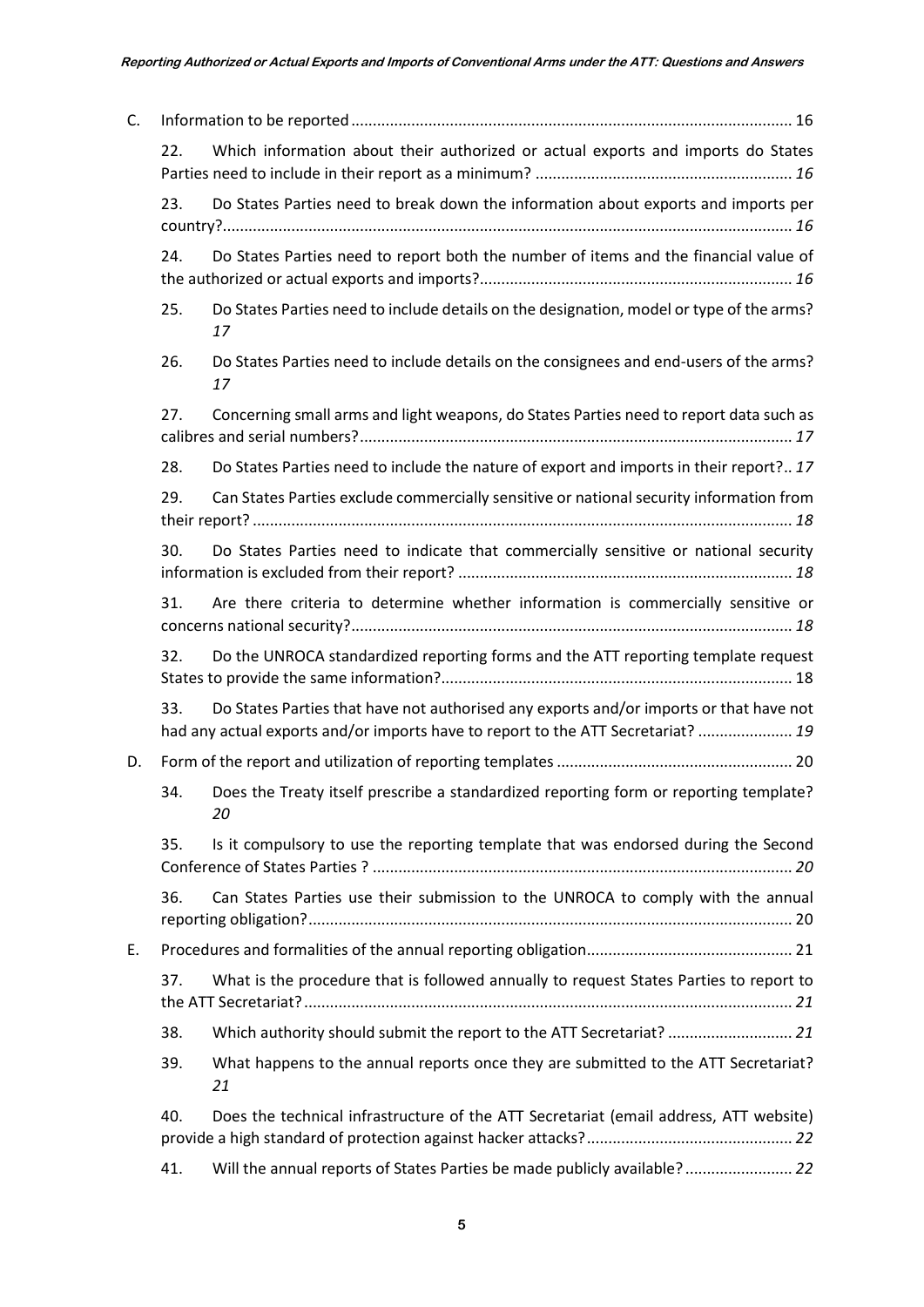C. Information to be reported .......................................................................................................... 16

22. Which information about their authorized or actual exports and imports do States Parties need to include in their report as a minimum? ........................................................... *16*

23. Do States Parties need to break down the information about exports and imports per country?.................................................................................................................................... *16*

24. Do States Parties need to report both the number of items and the financial value of the authorized or actual exports and imports?........................................................................ *16*

25. Do States Parties need to include details on the designation, model or type of the arms? *17*

26. Do States Parties need to include details on the consignees and end-users of the arms? *17*

27. Concerning small arms and light weapons, do States Parties need to report data such as calibres and serial numbers?..................................................................................................... *17*

28. Do States Parties need to include the nature of export and imports in their report?.. *17*

29. Can States Parties exclude commercially sensitive or national security information from their report? ............................................................................................................................. *18*

30. Do States Parties need to indicate that commercially sensitive or national security information is excluded from their report? ............................................................................. *18*

31. Are there criteria to determine whether information is commercially sensitive or concerns national security?...................................................................................................... *18*

32. Do the UNROCA standardized reporting forms and the ATT reporting template request States to provide the same information?................................................................................. 18

33. Do States Parties that have not authorised any exports and/or imports or that have not had any actual exports and/or imports have to report to the ATT Secretariat? ...................... *19*

D. Form of the report and utilization of reporting templates ....................................................... 20

34. Does the Treaty itself prescribe a standardized reporting form or reporting template? *20*

35. Is it compulsory to use the reporting template that was endorsed during the Second Conference of States Parties ? ................................................................................................. *20*

36. Can States Parties use their submission to the UNROCA to comply with the annual reporting obligation?................................................................................................................ 20

E. Procedures and formalities of the annual reporting obligation................................................ 21

37. What is the procedure that is followed annually to request States Parties to report to the ATT Secretariat?................................................................................................................. *21*

38. Which authority should submit the report to the ATT Secretariat? ............................. *21*

39. What happens to the annual reports once they are submitted to the ATT Secretariat? *21*

40. Does the technical infrastructure of the ATT Secretariat (email address, ATT website) provide a high standard of protection against hacker attacks?................................................ *22*

41. Will the annual reports of States Parties be made publicly available?......................... *22*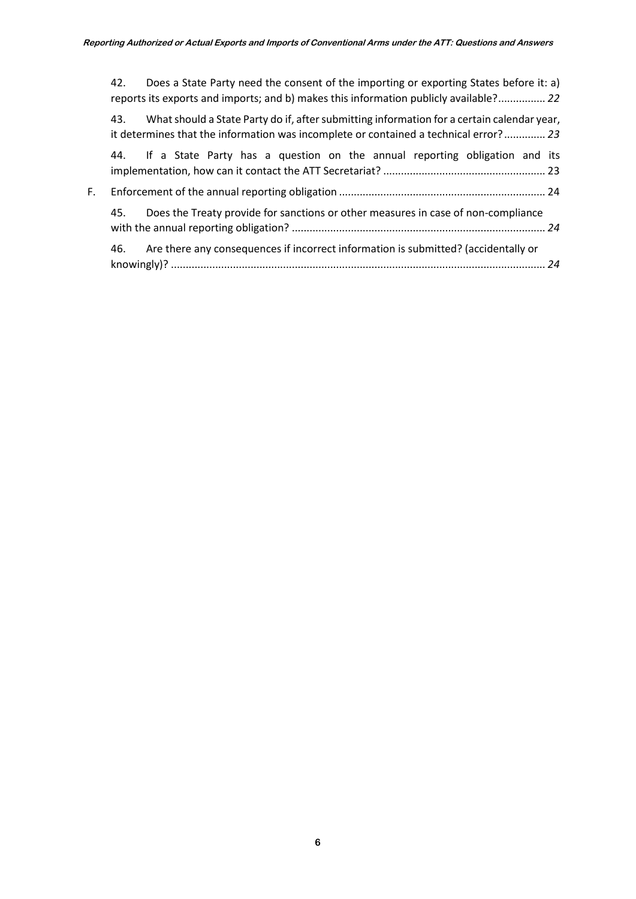42. Does a State Party need the consent of the importing or exporting States before it: a) reports its exports and imports; and b) makes this information publicly available?................ *22*

43. What should a State Party do if, after submitting information for a certain calendar year, it determines that the information was incomplete or contained a technical error?.............. *23*

44. If a State Party has a question on the annual reporting obligation and its implementation, how can it contact the ATT Secretariat? ....................................................... 23

F. Enforcement of the annual reporting obligation ...................................................................... 24

45. Does the Treaty provide for sanctions or other measures in case of non-compliance with the annual reporting obligation? ...................................................................................... *24*

46. Are there any consequences if incorrect information is submitted? (accidentally or knowingly)? ............................................................................................................................. *24*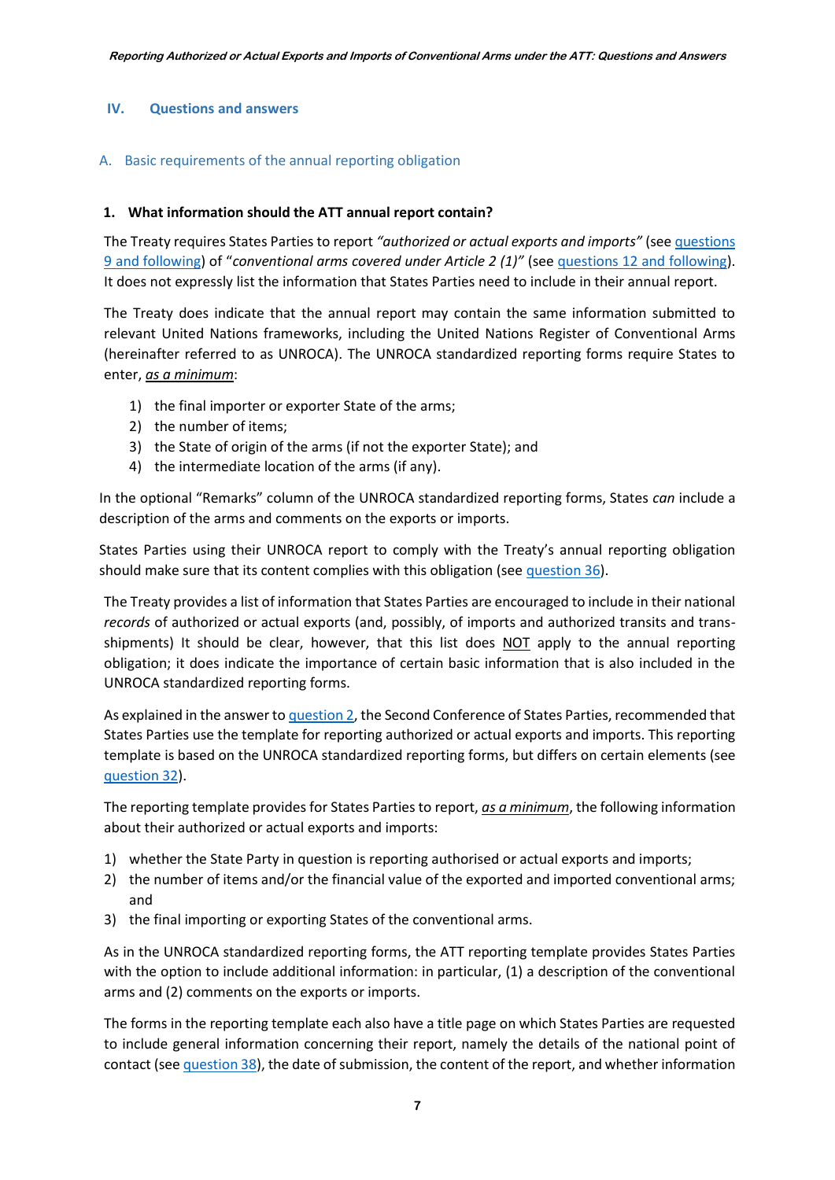## IV. Questions and answers

### A. Basic requirements of the annual reporting obligation

#### 1. What information should the ATT annual report contain?

The Treaty requires States Parties to report *"authorized or actual exports and imports"* (see questions 9 and following) of "*conventional arms covered under Article 2 (1)"* (see questions 12 and following). It does not expressly list the information that States Parties need to include in their annual report.

The Treaty does indicate that the annual report may contain the same information submitted to relevant United Nations frameworks, including the United Nations Register of Conventional Arms (hereinafter referred to as UNROCA). The UNROCA standardized reporting forms require States to enter, *as a minimum*:

1) the final importer or exporter State of the arms;
2) the number of items;
3) the State of origin of the arms (if not the exporter State); and
4) the intermediate location of the arms (if any).

In the optional "Remarks" column of the UNROCA standardized reporting forms, States *can* include a description of the arms and comments on the exports or imports.

States Parties using their UNROCA report to comply with the Treaty's annual reporting obligation should make sure that its content complies with this obligation (see question 36).

The Treaty provides a list of information that States Parties are encouraged to include in their national *records* of authorized or actual exports (and, possibly, of imports and authorized transits and trans-shipments) It should be clear, however, that this list does NOT apply to the annual reporting obligation; it does indicate the importance of certain basic information that is also included in the UNROCA standardized reporting forms.

As explained in the answer to question 2, the Second Conference of States Parties, recommended that States Parties use the template for reporting authorized or actual exports and imports. This reporting template is based on the UNROCA standardized reporting forms, but differs on certain elements (see question 32).

The reporting template provides for States Parties to report, *as a minimum*, the following information about their authorized or actual exports and imports:

1) whether the State Party in question is reporting authorised or actual exports and imports;
2) the number of items and/or the financial value of the exported and imported conventional arms; and
3) the final importing or exporting States of the conventional arms.

As in the UNROCA standardized reporting forms, the ATT reporting template provides States Parties with the option to include additional information: in particular, (1) a description of the conventional arms and (2) comments on the exports or imports.

The forms in the reporting template each also have a title page on which States Parties are requested to include general information concerning their report, namely the details of the national point of contact (see question 38), the date of submission, the content of the report, and whether information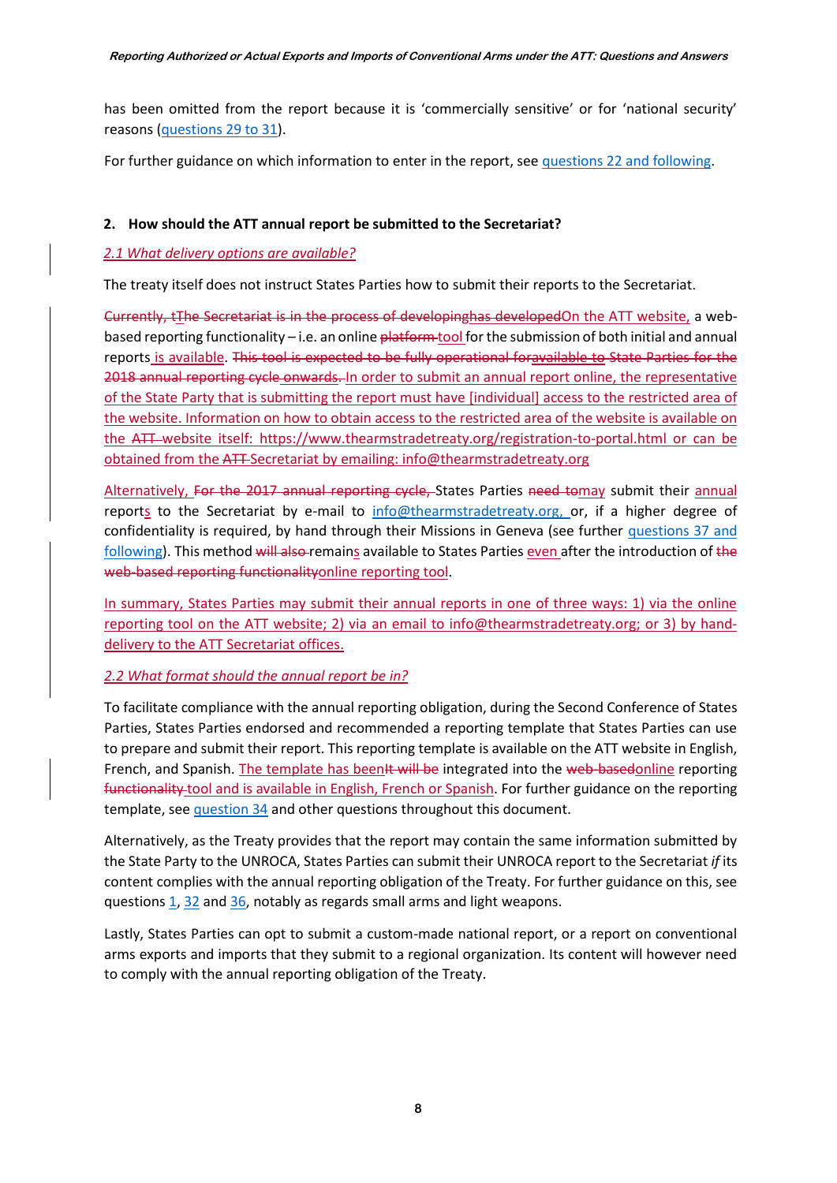has been omitted from the report because it is 'commercially sensitive' or for 'national security' reasons (questions 29 to 31).

For further guidance on which information to enter in the report, see questions 22 and following.

**2. How should the ATT annual report be submitted to the Secretariat?**

*2.1 What delivery options are available?*

The treaty itself does not instruct States Parties how to submit their reports to the Secretariat.

~~Currently, t~~~~The Secretariat is in the process of developinghas developed~~On the ATT website, a web-based reporting functionality – i.e. an online ~~platform~~ tool for the submission of both initial and annual reports is available. ~~This tool is expected to be fully operational foravailable to State Parties for the 2018 annual reporting cycle onwards.~~ In order to submit an annual report online, the representative of the State Party that is submitting the report must have [individual] access to the restricted area of the website. Information on how to obtain access to the restricted area of the website is available on the ~~ATT~~ website itself: https://www.thearmstradetreaty.org/registration-to-portal.html or can be obtained from the ~~ATT~~ Secretariat by emailing: info@thearmstradetreaty.org

Alternatively, ~~For the 2017 annual reporting cycle,~~ States Parties ~~need to~~may submit their annual reports to the Secretariat by e-mail to info@thearmstradetreaty.org, or, if a higher degree of confidentiality is required, by hand through their Missions in Geneva (see further questions 37 and following). This method ~~will also~~ remains available to States Parties even after the introduction of ~~the web-based reporting functionality~~online reporting tool.

In summary, States Parties may submit their annual reports in one of three ways: 1) via the online reporting tool on the ATT website; 2) via an email to info@thearmstradetreaty.org; or 3) by hand-delivery to the ATT Secretariat offices.

*2.2 What format should the annual report be in?*

To facilitate compliance with the annual reporting obligation, during the Second Conference of States Parties, States Parties endorsed and recommended a reporting template that States Parties can use to prepare and submit their report. This reporting template is available on the ATT website in English, French, and Spanish. The template has been~~It will be~~ integrated into the ~~web-based~~online reporting ~~functionality~~ tool and is available in English, French or Spanish. For further guidance on the reporting template, see question 34 and other questions throughout this document.

Alternatively, as the Treaty provides that the report may contain the same information submitted by the State Party to the UNROCA, States Parties can submit their UNROCA report to the Secretariat *if* its content complies with the annual reporting obligation of the Treaty. For further guidance on this, see questions 1, 32 and 36, notably as regards small arms and light weapons.

Lastly, States Parties can opt to submit a custom-made national report, or a report on conventional arms exports and imports that they submit to a regional organization. Its content will however need to comply with the annual reporting obligation of the Treaty.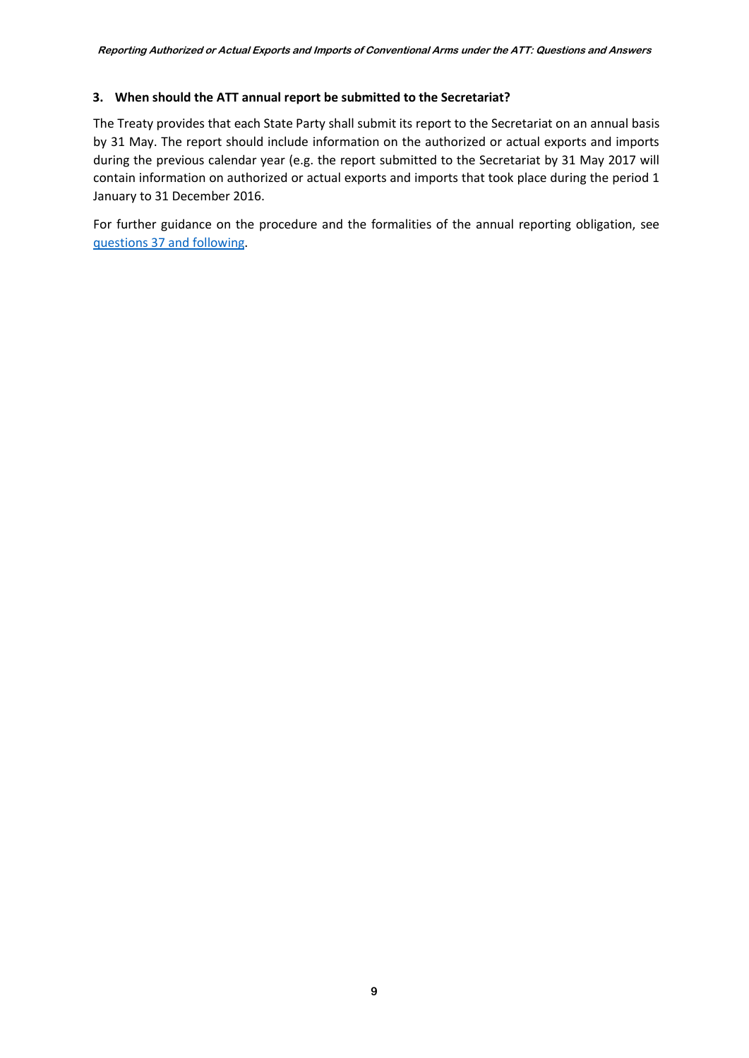### 3. When should the ATT annual report be submitted to the Secretariat?

The Treaty provides that each State Party shall submit its report to the Secretariat on an annual basis by 31 May. The report should include information on the authorized or actual exports and imports during the previous calendar year (e.g. the report submitted to the Secretariat by 31 May 2017 will contain information on authorized or actual exports and imports that took place during the period 1 January to 31 December 2016.

For further guidance on the procedure and the formalities of the annual reporting obligation, see [questions 37 and following](#).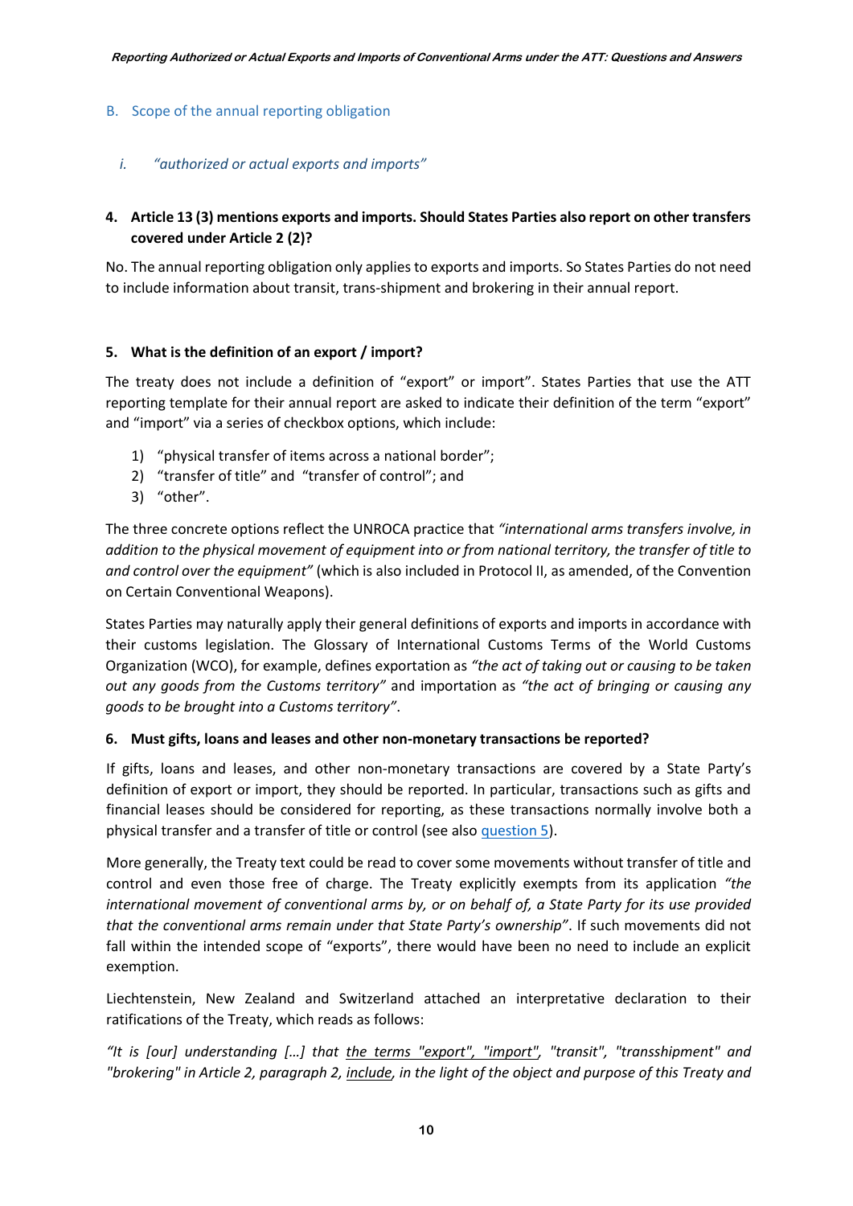## B. Scope of the annual reporting obligation

### i. *"authorized or actual exports and imports"*

**4. Article 13 (3) mentions exports and imports. Should States Parties also report on other transfers covered under Article 2 (2)?**

No. The annual reporting obligation only applies to exports and imports. So States Parties do not need to include information about transit, trans-shipment and brokering in their annual report.

**5. What is the definition of an export / import?**

The treaty does not include a definition of "export" or import". States Parties that use the ATT reporting template for their annual report are asked to indicate their definition of the term "export" and "import" via a series of checkbox options, which include:

1) "physical transfer of items across a national border";
2) "transfer of title" and "transfer of control"; and
3) "other".

The three concrete options reflect the UNROCA practice that *"international arms transfers involve, in addition to the physical movement of equipment into or from national territory, the transfer of title to and control over the equipment"* (which is also included in Protocol II, as amended, of the Convention on Certain Conventional Weapons).

States Parties may naturally apply their general definitions of exports and imports in accordance with their customs legislation. The Glossary of International Customs Terms of the World Customs Organization (WCO), for example, defines exportation as *"the act of taking out or causing to be taken out any goods from the Customs territory"* and importation as *"the act of bringing or causing any goods to be brought into a Customs territory"*.

**6. Must gifts, loans and leases and other non-monetary transactions be reported?**

If gifts, loans and leases, and other non-monetary transactions are covered by a State Party's definition of export or import, they should be reported. In particular, transactions such as gifts and financial leases should be considered for reporting, as these transactions normally involve both a physical transfer and a transfer of title or control (see also question 5).

More generally, the Treaty text could be read to cover some movements without transfer of title and control and even those free of charge. The Treaty explicitly exempts from its application *"the international movement of conventional arms by, or on behalf of, a State Party for its use provided that the conventional arms remain under that State Party's ownership"*. If such movements did not fall within the intended scope of "exports", there would have been no need to include an explicit exemption.

Liechtenstein, New Zealand and Switzerland attached an interpretative declaration to their ratifications of the Treaty, which reads as follows:

*"It is [our] understanding […] that <u>the terms "export", "import"</u>, "transit", "transshipment" and "brokering" in Article 2, paragraph 2, <u>include</u>, in the light of the object and purpose of this Treaty and*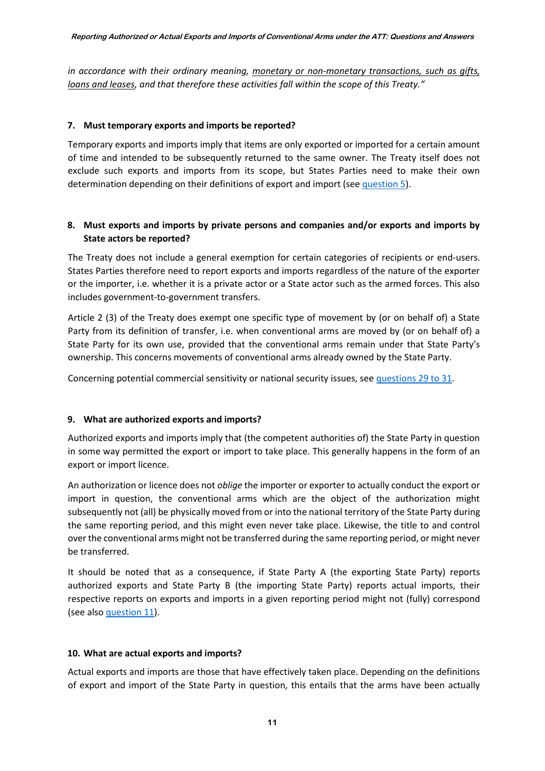*in accordance with their ordinary meaning, monetary or non-monetary transactions, such as gifts, loans and leases, and that therefore these activities fall within the scope of this Treaty."*

**7. Must temporary exports and imports be reported?**

Temporary exports and imports imply that items are only exported or imported for a certain amount of time and intended to be subsequently returned to the same owner. The Treaty itself does not exclude such exports and imports from its scope, but States Parties need to make their own determination depending on their definitions of export and import (see question 5).

**8. Must exports and imports by private persons and companies and/or exports and imports by State actors be reported?**

The Treaty does not include a general exemption for certain categories of recipients or end-users. States Parties therefore need to report exports and imports regardless of the nature of the exporter or the importer, i.e. whether it is a private actor or a State actor such as the armed forces. This also includes government-to-government transfers.

Article 2 (3) of the Treaty does exempt one specific type of movement by (or on behalf of) a State Party from its definition of transfer, i.e. when conventional arms are moved by (or on behalf of) a State Party for its own use, provided that the conventional arms remain under that State Party's ownership. This concerns movements of conventional arms already owned by the State Party.

Concerning potential commercial sensitivity or national security issues, see questions 29 to 31.

**9. What are authorized exports and imports?**

Authorized exports and imports imply that (the competent authorities of) the State Party in question in some way permitted the export or import to take place. This generally happens in the form of an export or import licence.

An authorization or licence does not *oblige* the importer or exporter to actually conduct the export or import in question, the conventional arms which are the object of the authorization might subsequently not (all) be physically moved from or into the national territory of the State Party during the same reporting period, and this might even never take place. Likewise, the title to and control over the conventional arms might not be transferred during the same reporting period, or might never be transferred.

It should be noted that as a consequence, if State Party A (the exporting State Party) reports authorized exports and State Party B (the importing State Party) reports actual imports, their respective reports on exports and imports in a given reporting period might not (fully) correspond (see also question 11).

**10. What are actual exports and imports?**

Actual exports and imports are those that have effectively taken place. Depending on the definitions of export and import of the State Party in question, this entails that the arms have been actually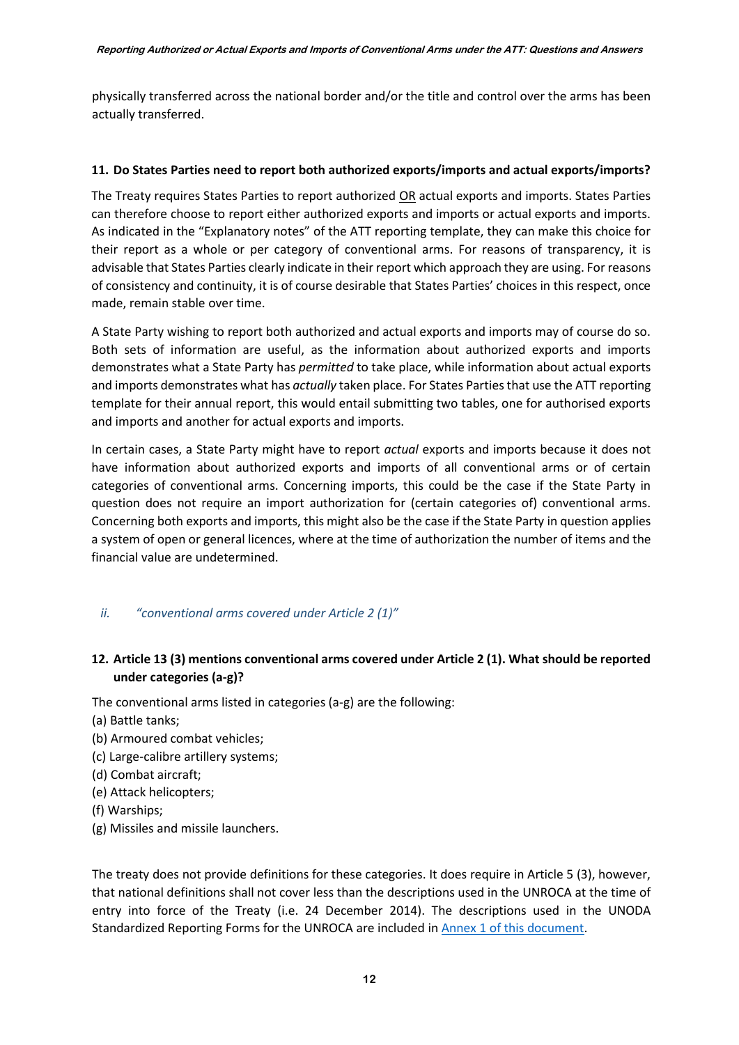physically transferred across the national border and/or the title and control over the arms has been actually transferred.

#### 11. Do States Parties need to report both authorized exports/imports and actual exports/imports?

The Treaty requires States Parties to report authorized <u>OR</u> actual exports and imports. States Parties can therefore choose to report either authorized exports and imports or actual exports and imports. As indicated in the "Explanatory notes" of the ATT reporting template, they can make this choice for their report as a whole or per category of conventional arms. For reasons of transparency, it is advisable that States Parties clearly indicate in their report which approach they are using. For reasons of consistency and continuity, it is of course desirable that States Parties' choices in this respect, once made, remain stable over time.

A State Party wishing to report both authorized and actual exports and imports may of course do so. Both sets of information are useful, as the information about authorized exports and imports demonstrates what a State Party has *permitted* to take place, while information about actual exports and imports demonstrates what has *actually* taken place. For States Parties that use the ATT reporting template for their annual report, this would entail submitting two tables, one for authorised exports and imports and another for actual exports and imports.

In certain cases, a State Party might have to report *actual* exports and imports because it does not have information about authorized exports and imports of all conventional arms or of certain categories of conventional arms. Concerning imports, this could be the case if the State Party in question does not require an import authorization for (certain categories of) conventional arms. Concerning both exports and imports, this might also be the case if the State Party in question applies a system of open or general licences, where at the time of authorization the number of items and the financial value are undetermined.

### *ii. "conventional arms covered under Article 2 (1)"*

#### 12. Article 13 (3) mentions conventional arms covered under Article 2 (1). What should be reported under categories (a-g)?

The conventional arms listed in categories (a-g) are the following:
(a) Battle tanks;
(b) Armoured combat vehicles;
(c) Large-calibre artillery systems;
(d) Combat aircraft;
(e) Attack helicopters;
(f) Warships;
(g) Missiles and missile launchers.

The treaty does not provide definitions for these categories. It does require in Article 5 (3), however, that national definitions shall not cover less than the descriptions used in the UNROCA at the time of entry into force of the Treaty (i.e. 24 December 2014). The descriptions used in the UNODA Standardized Reporting Forms for the UNROCA are included in [Annex 1 of this document](#).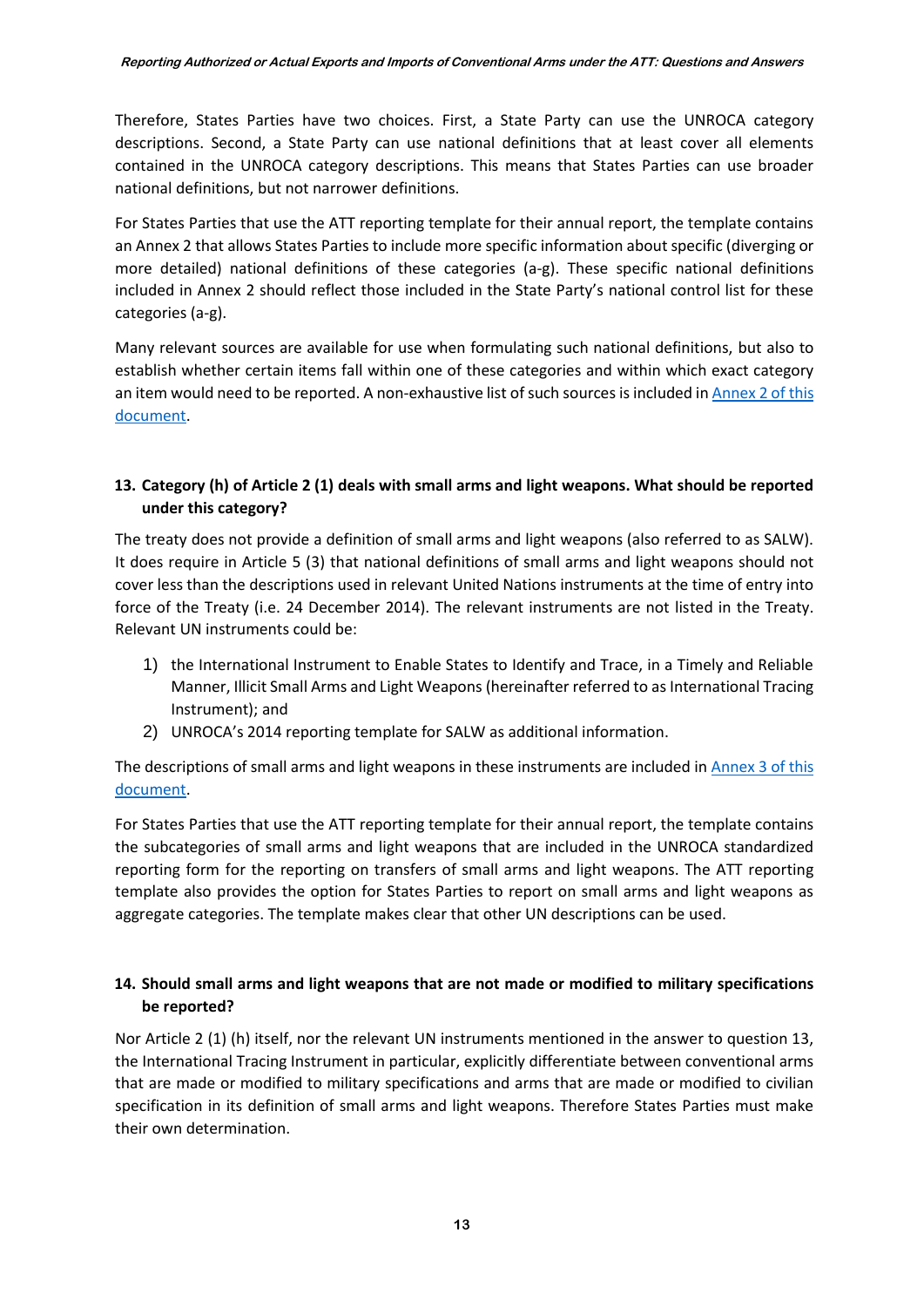Therefore, States Parties have two choices. First, a State Party can use the UNROCA category descriptions. Second, a State Party can use national definitions that at least cover all elements contained in the UNROCA category descriptions. This means that States Parties can use broader national definitions, but not narrower definitions.

For States Parties that use the ATT reporting template for their annual report, the template contains an Annex 2 that allows States Parties to include more specific information about specific (diverging or more detailed) national definitions of these categories (a-g). These specific national definitions included in Annex 2 should reflect those included in the State Party's national control list for these categories (a-g).

Many relevant sources are available for use when formulating such national definitions, but also to establish whether certain items fall within one of these categories and within which exact category an item would need to be reported. A non-exhaustive list of such sources is included in Annex 2 of this document.

### 13. Category (h) of Article 2 (1) deals with small arms and light weapons. What should be reported under this category?

The treaty does not provide a definition of small arms and light weapons (also referred to as SALW). It does require in Article 5 (3) that national definitions of small arms and light weapons should not cover less than the descriptions used in relevant United Nations instruments at the time of entry into force of the Treaty (i.e. 24 December 2014). The relevant instruments are not listed in the Treaty. Relevant UN instruments could be:

1) the International Instrument to Enable States to Identify and Trace, in a Timely and Reliable Manner, Illicit Small Arms and Light Weapons (hereinafter referred to as International Tracing Instrument); and
2) UNROCA's 2014 reporting template for SALW as additional information.

The descriptions of small arms and light weapons in these instruments are included in Annex 3 of this document.

For States Parties that use the ATT reporting template for their annual report, the template contains the subcategories of small arms and light weapons that are included in the UNROCA standardized reporting form for the reporting on transfers of small arms and light weapons. The ATT reporting template also provides the option for States Parties to report on small arms and light weapons as aggregate categories. The template makes clear that other UN descriptions can be used.

### 14. Should small arms and light weapons that are not made or modified to military specifications be reported?

Nor Article 2 (1) (h) itself, nor the relevant UN instruments mentioned in the answer to question 13, the International Tracing Instrument in particular, explicitly differentiate between conventional arms that are made or modified to military specifications and arms that are made or modified to civilian specification in its definition of small arms and light weapons. Therefore States Parties must make their own determination.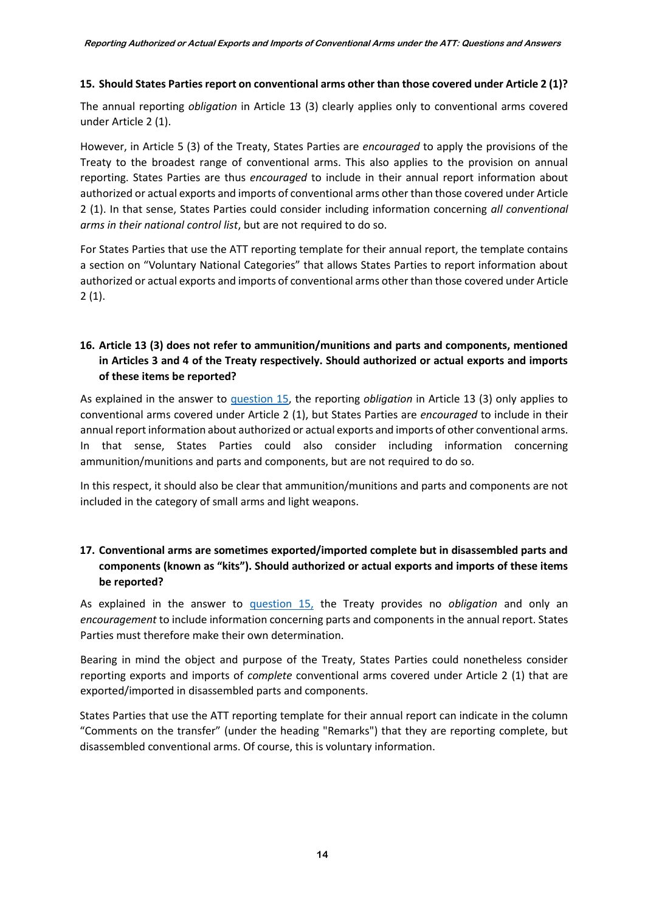**15. Should States Parties report on conventional arms other than those covered under Article 2 (1)?**

The annual reporting *obligation* in Article 13 (3) clearly applies only to conventional arms covered under Article 2 (1).

However, in Article 5 (3) of the Treaty, States Parties are *encouraged* to apply the provisions of the Treaty to the broadest range of conventional arms. This also applies to the provision on annual reporting. States Parties are thus *encouraged* to include in their annual report information about authorized or actual exports and imports of conventional arms other than those covered under Article 2 (1). In that sense, States Parties could consider including information concerning *all conventional arms in their national control list*, but are not required to do so.

For States Parties that use the ATT reporting template for their annual report, the template contains a section on "Voluntary National Categories" that allows States Parties to report information about authorized or actual exports and imports of conventional arms other than those covered under Article 2 (1).

**16. Article 13 (3) does not refer to ammunition/munitions and parts and components, mentioned in Articles 3 and 4 of the Treaty respectively. Should authorized or actual exports and imports of these items be reported?**

As explained in the answer to question 15, the reporting *obligation* in Article 13 (3) only applies to conventional arms covered under Article 2 (1), but States Parties are *encouraged* to include in their annual report information about authorized or actual exports and imports of other conventional arms. In that sense, States Parties could also consider including information concerning ammunition/munitions and parts and components, but are not required to do so.

In this respect, it should also be clear that ammunition/munitions and parts and components are not included in the category of small arms and light weapons.

**17. Conventional arms are sometimes exported/imported complete but in disassembled parts and components (known as "kits"). Should authorized or actual exports and imports of these items be reported?**

As explained in the answer to question 15, the Treaty provides no *obligation* and only an *encouragement* to include information concerning parts and components in the annual report. States Parties must therefore make their own determination.

Bearing in mind the object and purpose of the Treaty, States Parties could nonetheless consider reporting exports and imports of *complete* conventional arms covered under Article 2 (1) that are exported/imported in disassembled parts and components.

States Parties that use the ATT reporting template for their annual report can indicate in the column "Comments on the transfer" (under the heading "Remarks") that they are reporting complete, but disassembled conventional arms. Of course, this is voluntary information.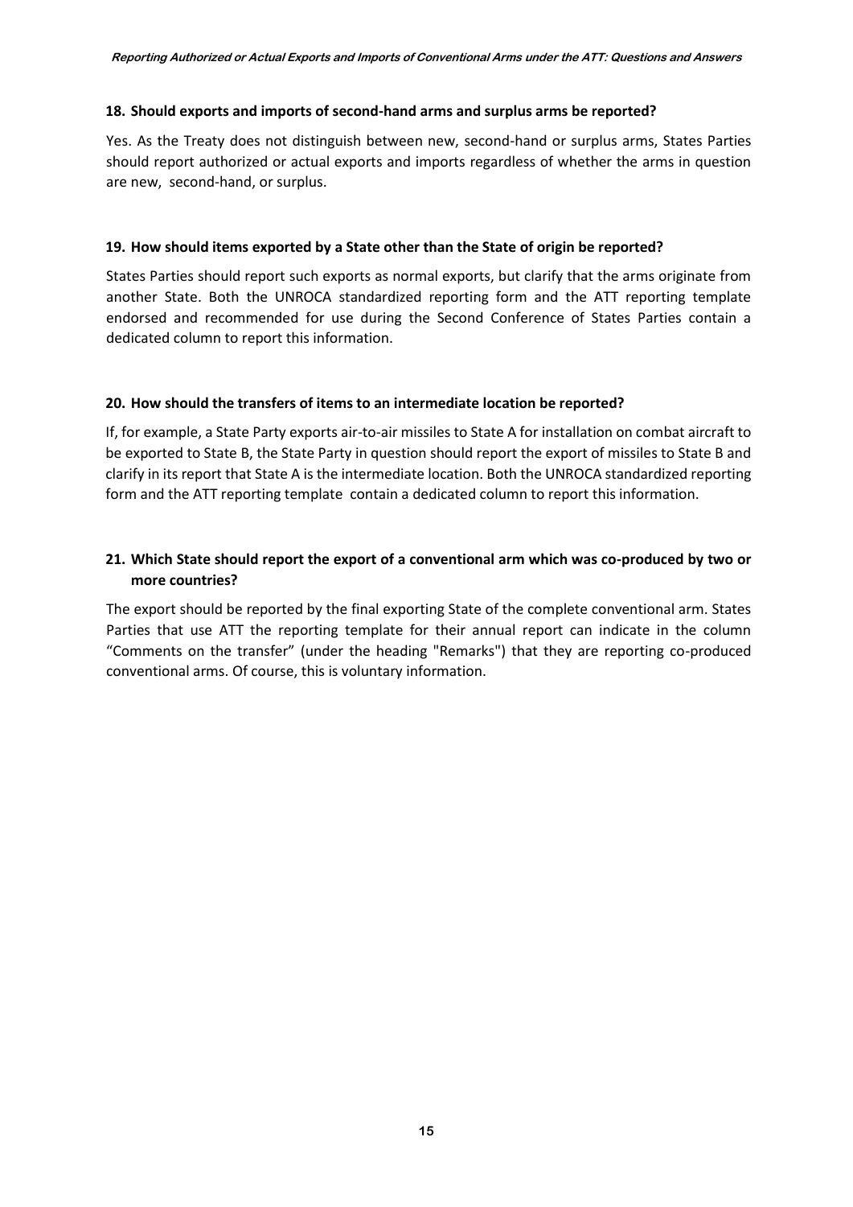### 18. Should exports and imports of second-hand arms and surplus arms be reported?

Yes. As the Treaty does not distinguish between new, second-hand or surplus arms, States Parties should report authorized or actual exports and imports regardless of whether the arms in question are new, second-hand, or surplus.

### 19. How should items exported by a State other than the State of origin be reported?

States Parties should report such exports as normal exports, but clarify that the arms originate from another State. Both the UNROCA standardized reporting form and the ATT reporting template endorsed and recommended for use during the Second Conference of States Parties contain a dedicated column to report this information.

### 20. How should the transfers of items to an intermediate location be reported?

If, for example, a State Party exports air-to-air missiles to State A for installation on combat aircraft to be exported to State B, the State Party in question should report the export of missiles to State B and clarify in its report that State A is the intermediate location. Both the UNROCA standardized reporting form and the ATT reporting template contain a dedicated column to report this information.

### 21. Which State should report the export of a conventional arm which was co-produced by two or more countries?

The export should be reported by the final exporting State of the complete conventional arm. States Parties that use ATT the reporting template for their annual report can indicate in the column "Comments on the transfer" (under the heading "Remarks") that they are reporting co-produced conventional arms. Of course, this is voluntary information.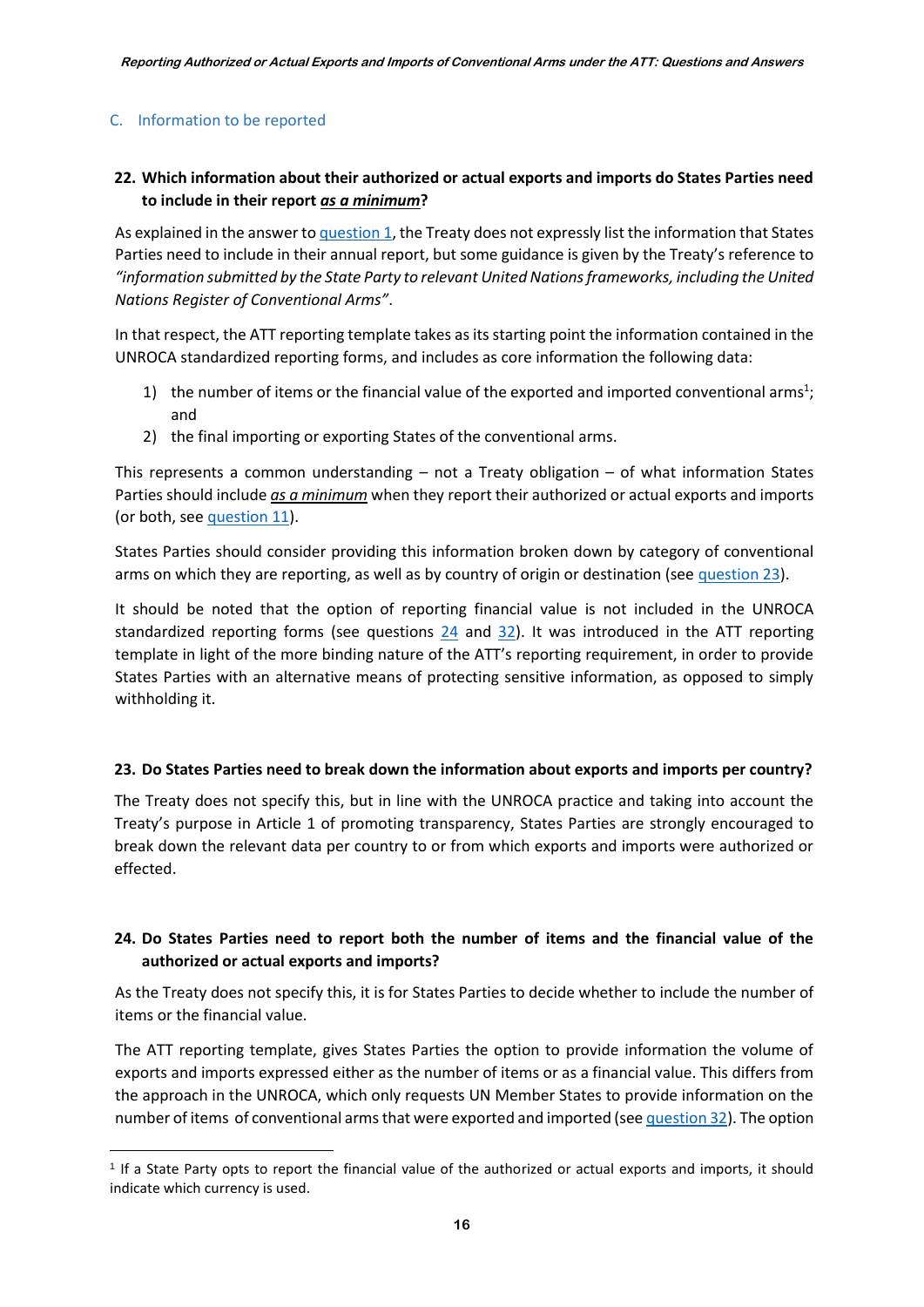## C. Information to be reported

**22. Which information about their authorized or actual exports and imports do States Parties need to include in their report *as a minimum*?**

As explained in the answer to question 1, the Treaty does not expressly list the information that States Parties need to include in their annual report, but some guidance is given by the Treaty's reference to *"information submitted by the State Party to relevant United Nations frameworks, including the United Nations Register of Conventional Arms"*.

In that respect, the ATT reporting template takes as its starting point the information contained in the UNROCA standardized reporting forms, and includes as core information the following data:

1) the number of items or the financial value of the exported and imported conventional arms[1]; and
2) the final importing or exporting States of the conventional arms.

This represents a common understanding – not a Treaty obligation – of what information States Parties should include ***as a minimum*** when they report their authorized or actual exports and imports (or both, see question 11).

States Parties should consider providing this information broken down by category of conventional arms on which they are reporting, as well as by country of origin or destination (see question 23).

It should be noted that the option of reporting financial value is not included in the UNROCA standardized reporting forms (see questions 24 and 32). It was introduced in the ATT reporting template in light of the more binding nature of the ATT's reporting requirement, in order to provide States Parties with an alternative means of protecting sensitive information, as opposed to simply withholding it.

**23. Do States Parties need to break down the information about exports and imports per country?**

The Treaty does not specify this, but in line with the UNROCA practice and taking into account the Treaty's purpose in Article 1 of promoting transparency, States Parties are strongly encouraged to break down the relevant data per country to or from which exports and imports were authorized or effected.

**24. Do States Parties need to report both the number of items and the financial value of the authorized or actual exports and imports?**

As the Treaty does not specify this, it is for States Parties to decide whether to include the number of items or the financial value.

The ATT reporting template, gives States Parties the option to provide information the volume of exports and imports expressed either as the number of items or as a financial value. This differs from the approach in the UNROCA, which only requests UN Member States to provide information on the number of items of conventional arms that were exported and imported (see question 32). The option

[1] If a State Party opts to report the financial value of the authorized or actual exports and imports, it should indicate which currency is used.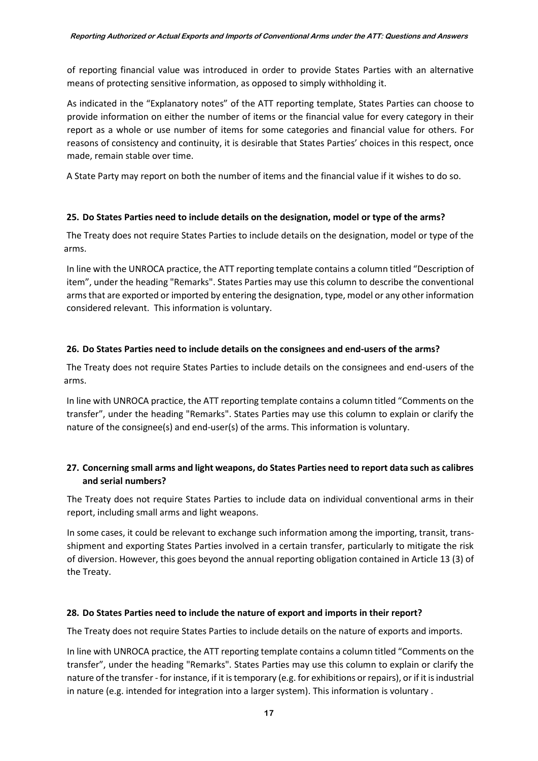of reporting financial value was introduced in order to provide States Parties with an alternative means of protecting sensitive information, as opposed to simply withholding it.

As indicated in the "Explanatory notes" of the ATT reporting template, States Parties can choose to provide information on either the number of items or the financial value for every category in their report as a whole or use number of items for some categories and financial value for others. For reasons of consistency and continuity, it is desirable that States Parties' choices in this respect, once made, remain stable over time.

A State Party may report on both the number of items and the financial value if it wishes to do so.

#### 25. Do States Parties need to include details on the designation, model or type of the arms?

The Treaty does not require States Parties to include details on the designation, model or type of the arms.

In line with the UNROCA practice, the ATT reporting template contains a column titled "Description of item", under the heading "Remarks". States Parties may use this column to describe the conventional arms that are exported or imported by entering the designation, type, model or any other information considered relevant. This information is voluntary.

#### 26. Do States Parties need to include details on the consignees and end-users of the arms?

The Treaty does not require States Parties to include details on the consignees and end-users of the arms.

In line with UNROCA practice, the ATT reporting template contains a column titled "Comments on the transfer", under the heading "Remarks". States Parties may use this column to explain or clarify the nature of the consignee(s) and end-user(s) of the arms. This information is voluntary.

#### 27. Concerning small arms and light weapons, do States Parties need to report data such as calibres and serial numbers?

The Treaty does not require States Parties to include data on individual conventional arms in their report, including small arms and light weapons.

In some cases, it could be relevant to exchange such information among the importing, transit, trans-shipment and exporting States Parties involved in a certain transfer, particularly to mitigate the risk of diversion. However, this goes beyond the annual reporting obligation contained in Article 13 (3) of the Treaty.

#### 28. Do States Parties need to include the nature of export and imports in their report?

The Treaty does not require States Parties to include details on the nature of exports and imports.

In line with UNROCA practice, the ATT reporting template contains a column titled "Comments on the transfer", under the heading "Remarks". States Parties may use this column to explain or clarify the nature of the transfer - for instance, if it is temporary (e.g. for exhibitions or repairs), or if it is industrial in nature (e.g. intended for integration into a larger system). This information is voluntary .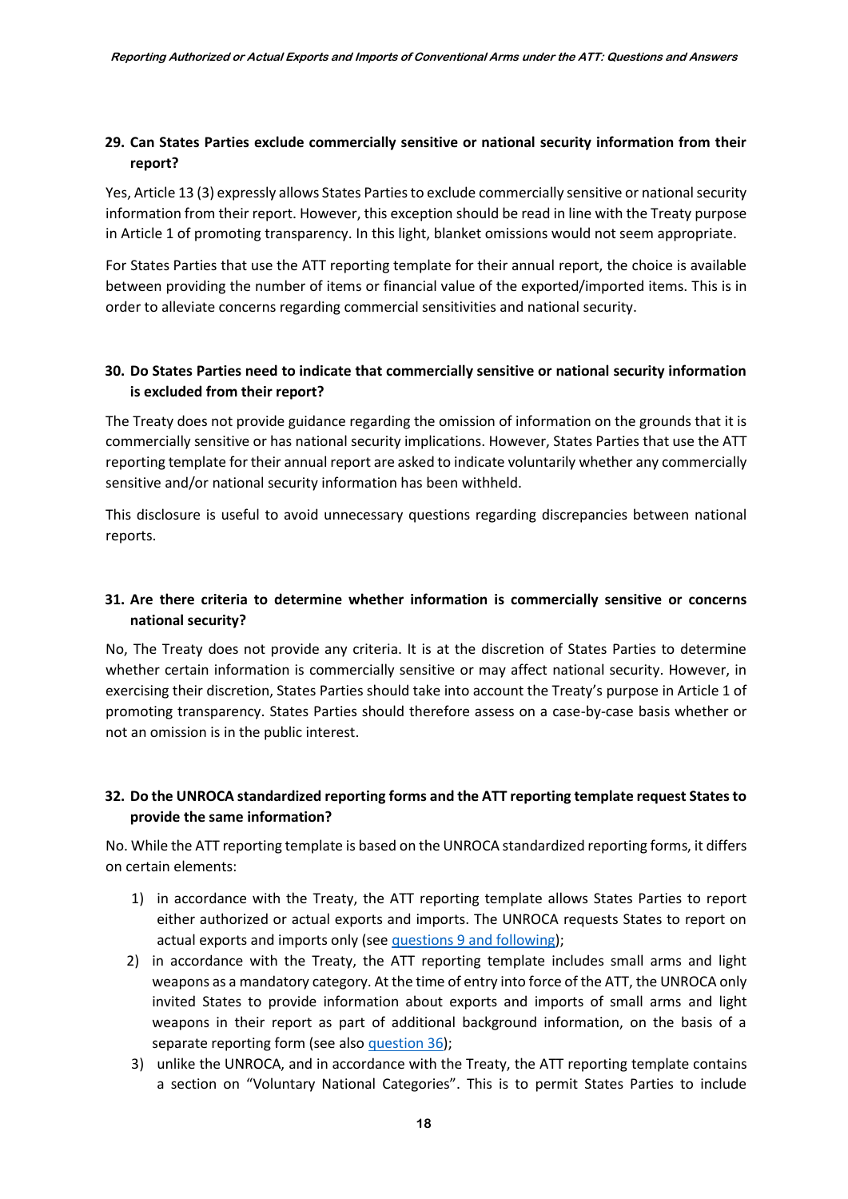**29. Can States Parties exclude commercially sensitive or national security information from their report?**

Yes, Article 13 (3) expressly allows States Parties to exclude commercially sensitive or national security information from their report. However, this exception should be read in line with the Treaty purpose in Article 1 of promoting transparency. In this light, blanket omissions would not seem appropriate.

For States Parties that use the ATT reporting template for their annual report, the choice is available between providing the number of items or financial value of the exported/imported items. This is in order to alleviate concerns regarding commercial sensitivities and national security.

**30. Do States Parties need to indicate that commercially sensitive or national security information is excluded from their report?**

The Treaty does not provide guidance regarding the omission of information on the grounds that it is commercially sensitive or has national security implications. However, States Parties that use the ATT reporting template for their annual report are asked to indicate voluntarily whether any commercially sensitive and/or national security information has been withheld.

This disclosure is useful to avoid unnecessary questions regarding discrepancies between national reports.

**31. Are there criteria to determine whether information is commercially sensitive or concerns national security?**

No, The Treaty does not provide any criteria. It is at the discretion of States Parties to determine whether certain information is commercially sensitive or may affect national security. However, in exercising their discretion, States Parties should take into account the Treaty's purpose in Article 1 of promoting transparency. States Parties should therefore assess on a case-by-case basis whether or not an omission is in the public interest.

**32. Do the UNROCA standardized reporting forms and the ATT reporting template request States to provide the same information?**

No. While the ATT reporting template is based on the UNROCA standardized reporting forms, it differs on certain elements:

1) in accordance with the Treaty, the ATT reporting template allows States Parties to report either authorized or actual exports and imports. The UNROCA requests States to report on actual exports and imports only (see questions 9 and following);
2) in accordance with the Treaty, the ATT reporting template includes small arms and light weapons as a mandatory category. At the time of entry into force of the ATT, the UNROCA only invited States to provide information about exports and imports of small arms and light weapons in their report as part of additional background information, on the basis of a separate reporting form (see also question 36);
3) unlike the UNROCA, and in accordance with the Treaty, the ATT reporting template contains a section on "Voluntary National Categories". This is to permit States Parties to include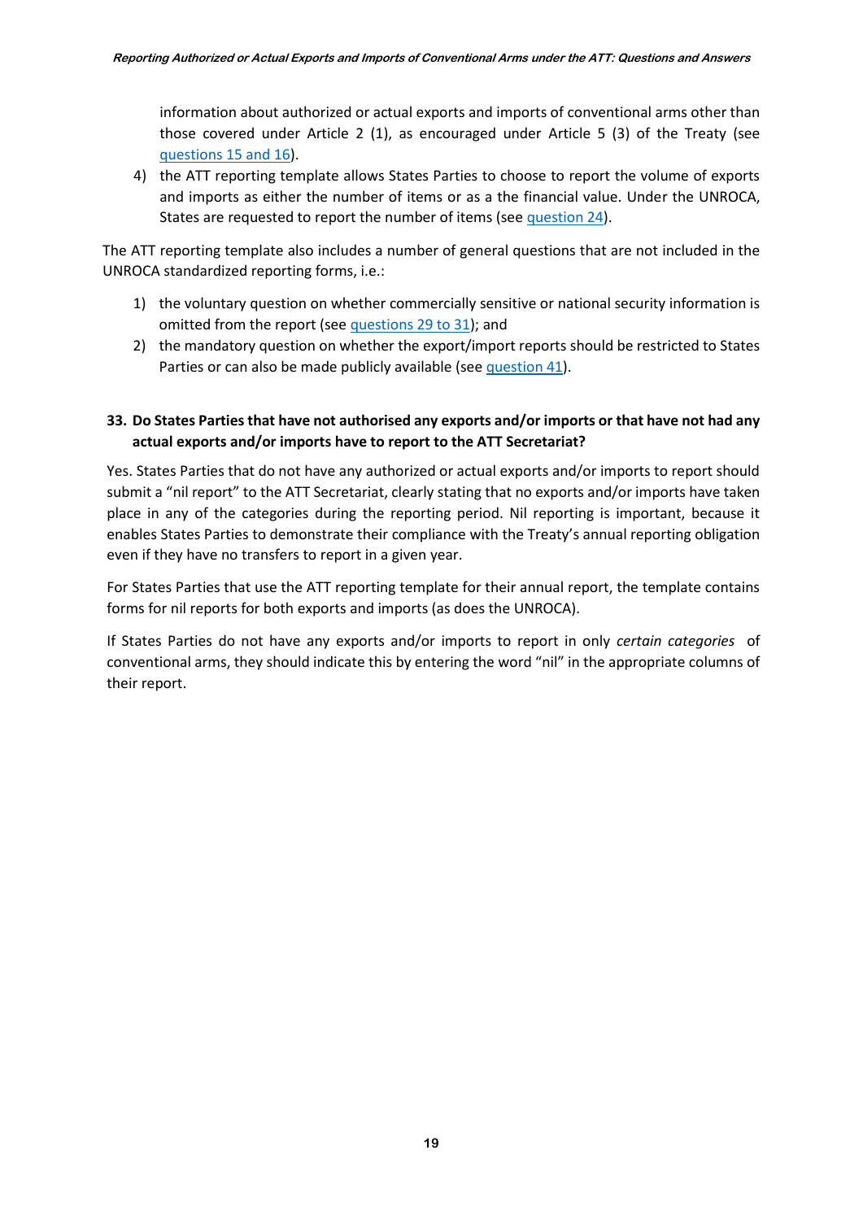information about authorized or actual exports and imports of conventional arms other than those covered under Article 2 (1), as encouraged under Article 5 (3) of the Treaty (see questions 15 and 16).

4) the ATT reporting template allows States Parties to choose to report the volume of exports and imports as either the number of items or as a the financial value. Under the UNROCA, States are requested to report the number of items (see question 24).

The ATT reporting template also includes a number of general questions that are not included in the UNROCA standardized reporting forms, i.e.:

1) the voluntary question on whether commercially sensitive or national security information is omitted from the report (see questions 29 to 31); and
2) the mandatory question on whether the export/import reports should be restricted to States Parties or can also be made publicly available (see question 41).

### 33. Do States Parties that have not authorised any exports and/or imports or that have not had any actual exports and/or imports have to report to the ATT Secretariat?

Yes. States Parties that do not have any authorized or actual exports and/or imports to report should submit a "nil report" to the ATT Secretariat, clearly stating that no exports and/or imports have taken place in any of the categories during the reporting period. Nil reporting is important, because it enables States Parties to demonstrate their compliance with the Treaty's annual reporting obligation even if they have no transfers to report in a given year.

For States Parties that use the ATT reporting template for their annual report, the template contains forms for nil reports for both exports and imports (as does the UNROCA).

If States Parties do not have any exports and/or imports to report in only *certain categories* of conventional arms, they should indicate this by entering the word "nil" in the appropriate columns of their report.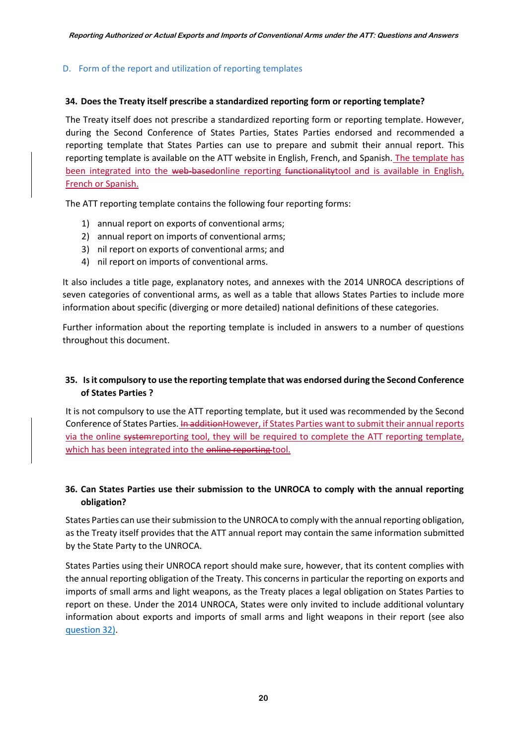## D. Form of the report and utilization of reporting templates

### 34. Does the Treaty itself prescribe a standardized reporting form or reporting template?

The Treaty itself does not prescribe a standardized reporting form or reporting template. However, during the Second Conference of States Parties, States Parties endorsed and recommended a reporting template that States Parties can use to prepare and submit their annual report. This reporting template is available on the ATT website in English, French, and Spanish. The template has been integrated into the ~~web-based~~online reporting ~~functionality~~tool and is available in English, French or Spanish.

The ATT reporting template contains the following four reporting forms:

1) annual report on exports of conventional arms;
2) annual report on imports of conventional arms;
3) nil report on exports of conventional arms; and
4) nil report on imports of conventional arms.

It also includes a title page, explanatory notes, and annexes with the 2014 UNROCA descriptions of seven categories of conventional arms, as well as a table that allows States Parties to include more information about specific (diverging or more detailed) national definitions of these categories.

Further information about the reporting template is included in answers to a number of questions throughout this document.

### 35. Is it compulsory to use the reporting template that was endorsed during the Second Conference of States Parties ?

It is not compulsory to use the ATT reporting template, but it used was recommended by the Second Conference of States Parties. ~~In addition~~However, if States Parties want to submit their annual reports via the online ~~system~~reporting tool, they will be required to complete the ATT reporting template, which has been integrated into the ~~online reporting~~ tool.

### 36. Can States Parties use their submission to the UNROCA to comply with the annual reporting obligation?

States Parties can use their submission to the UNROCA to comply with the annual reporting obligation, as the Treaty itself provides that the ATT annual report may contain the same information submitted by the State Party to the UNROCA.

States Parties using their UNROCA report should make sure, however, that its content complies with the annual reporting obligation of the Treaty. This concerns in particular the reporting on exports and imports of small arms and light weapons, as the Treaty places a legal obligation on States Parties to report on these. Under the 2014 UNROCA, States were only invited to include additional voluntary information about exports and imports of small arms and light weapons in their report (see also question 32).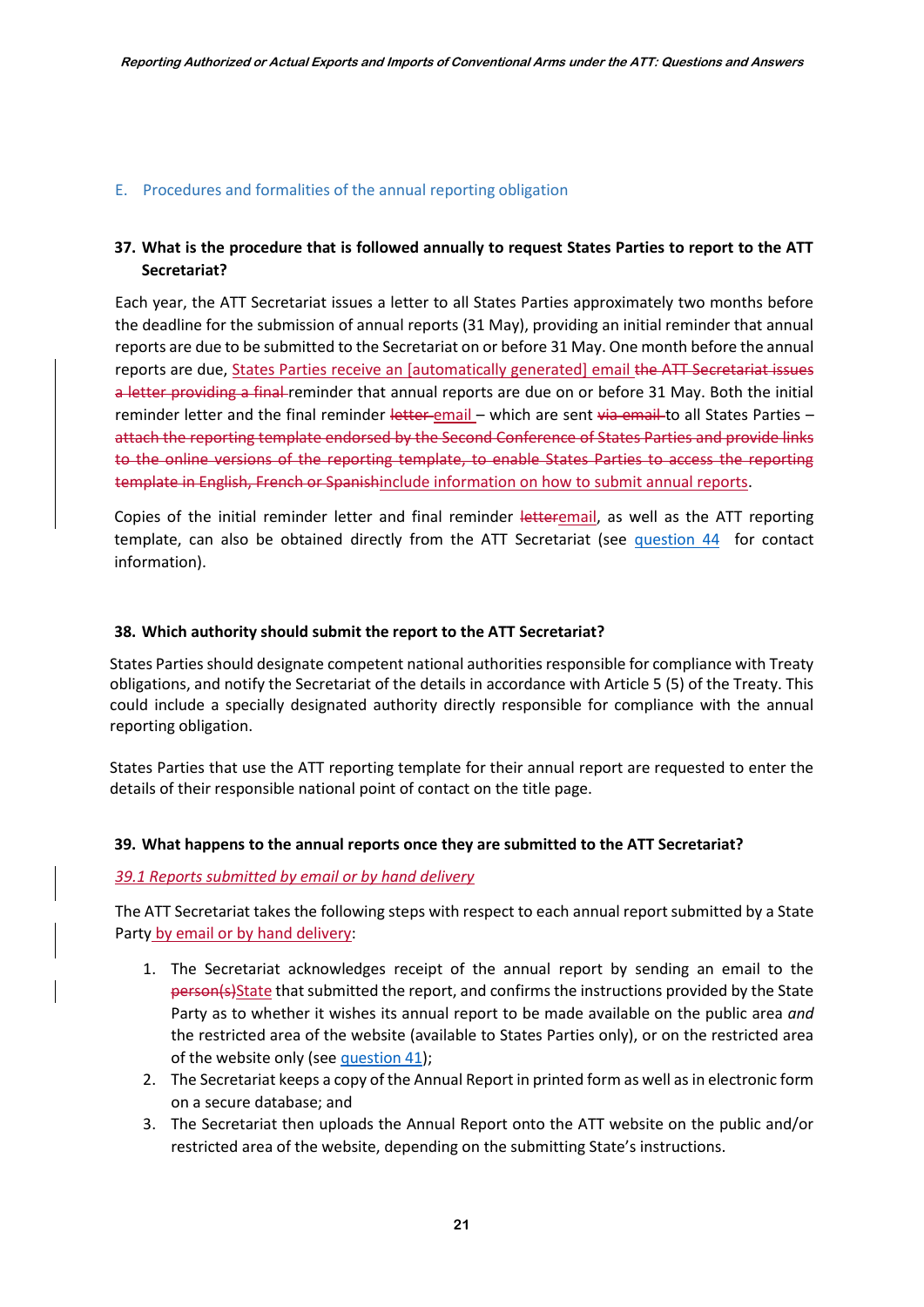## E. Procedures and formalities of the annual reporting obligation

### 37. What is the procedure that is followed annually to request States Parties to report to the ATT Secretariat?

Each year, the ATT Secretariat issues a letter to all States Parties approximately two months before the deadline for the submission of annual reports (31 May), providing an initial reminder that annual reports are due to be submitted to the Secretariat on or before 31 May. One month before the annual reports are due, States Parties receive an [automatically generated] email ~~the ATT Secretariat issues a letter providing a final~~ reminder that annual reports are due on or before 31 May. Both the initial reminder letter and the final reminder ~~letter~~ email – which are sent ~~via email~~ to all States Parties – ~~attach the reporting template endorsed by the Second Conference of States Parties and provide links to the online versions of the reporting template, to enable States Parties to access the reporting template in English, French or Spanish~~include information on how to submit annual reports.

Copies of the initial reminder letter and final reminder ~~letter~~email, as well as the ATT reporting template, can also be obtained directly from the ATT Secretariat (see question 44 for contact information).

### 38. Which authority should submit the report to the ATT Secretariat?

States Parties should designate competent national authorities responsible for compliance with Treaty obligations, and notify the Secretariat of the details in accordance with Article 5 (5) of the Treaty. This could include a specially designated authority directly responsible for compliance with the annual reporting obligation.

States Parties that use the ATT reporting template for their annual report are requested to enter the details of their responsible national point of contact on the title page.

### 39. What happens to the annual reports once they are submitted to the ATT Secretariat?

*39.1 Reports submitted by email or by hand delivery*

The ATT Secretariat takes the following steps with respect to each annual report submitted by a State Party by email or by hand delivery:

1. The Secretariat acknowledges receipt of the annual report by sending an email to the ~~person(s)~~State that submitted the report, and confirms the instructions provided by the State Party as to whether it wishes its annual report to be made available on the public area *and* the restricted area of the website (available to States Parties only), or on the restricted area of the website only (see question 41);
2. The Secretariat keeps a copy of the Annual Report in printed form as well as in electronic form on a secure database; and
3. The Secretariat then uploads the Annual Report onto the ATT website on the public and/or restricted area of the website, depending on the submitting State's instructions.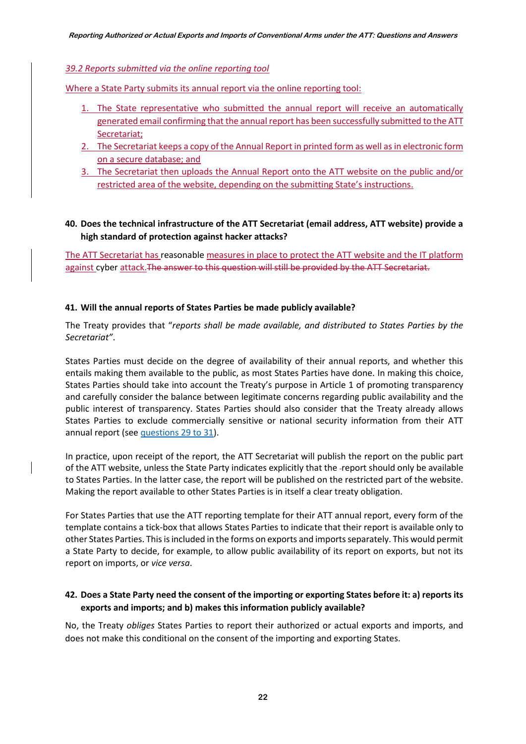*39.2 Reports submitted via the online reporting tool*

Where a State Party submits its annual report via the online reporting tool:

1. The State representative who submitted the annual report will receive an automatically generated email confirming that the annual report has been successfully submitted to the ATT Secretariat;
2. The Secretariat keeps a copy of the Annual Report in printed form as well as in electronic form on a secure database; and
3. The Secretariat then uploads the Annual Report onto the ATT website on the public and/or restricted area of the website, depending on the submitting State's instructions.

**40. Does the technical infrastructure of the ATT Secretariat (email address, ATT website) provide a high standard of protection against hacker attacks?**

The ATT Secretariat has reasonable measures in place to protect the ATT website and the IT platform against cyber attack.~~The answer to this question will still be provided by the ATT Secretariat.~~

**41. Will the annual reports of States Parties be made publicly available?**

The Treaty provides that "*reports shall be made available, and distributed to States Parties by the Secretariat"*.

States Parties must decide on the degree of availability of their annual reports, and whether this entails making them available to the public, as most States Parties have done. In making this choice, States Parties should take into account the Treaty's purpose in Article 1 of promoting transparency and carefully consider the balance between legitimate concerns regarding public availability and the public interest of transparency. States Parties should also consider that the Treaty already allows States Parties to exclude commercially sensitive or national security information from their ATT annual report (see questions 29 to 31).

In practice, upon receipt of the report, the ATT Secretariat will publish the report on the public part of the ATT website, unless the State Party indicates explicitly that the report should only be available to States Parties. In the latter case, the report will be published on the restricted part of the website. Making the report available to other States Parties is in itself a clear treaty obligation.

For States Parties that use the ATT reporting template for their ATT annual report, every form of the template contains a tick-box that allows States Parties to indicate that their report is available only to other States Parties. This is included in the forms on exports and imports separately. This would permit a State Party to decide, for example, to allow public availability of its report on exports, but not its report on imports, or *vice versa*.

**42. Does a State Party need the consent of the importing or exporting States before it: a) reports its exports and imports; and b) makes this information publicly available?**

No, the Treaty *obliges* States Parties to report their authorized or actual exports and imports, and does not make this conditional on the consent of the importing and exporting States.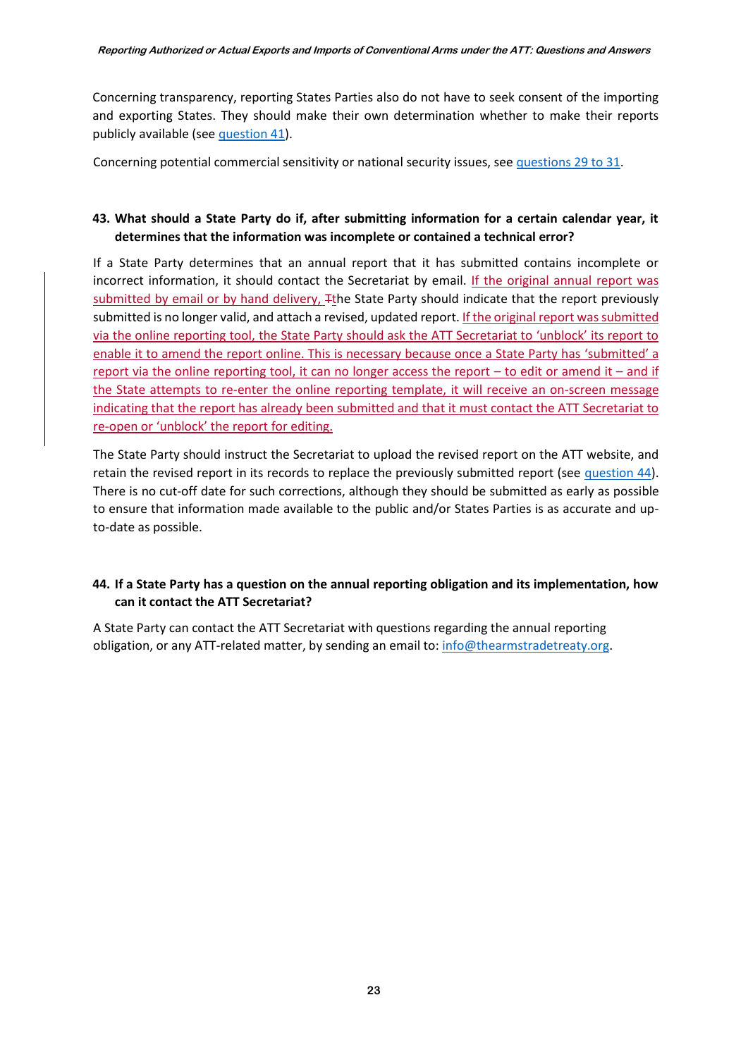Concerning transparency, reporting States Parties also do not have to seek consent of the importing and exporting States. They should make their own determination whether to make their reports publicly available (see question 41).

Concerning potential commercial sensitivity or national security issues, see questions 29 to 31.

**43. What should a State Party do if, after submitting information for a certain calendar year, it determines that the information was incomplete or contained a technical error?**

If a State Party determines that an annual report that it has submitted contains incomplete or incorrect information, it should contact the Secretariat by email. If the original annual report was submitted by email or by hand delivery, Tthe State Party should indicate that the report previously submitted is no longer valid, and attach a revised, updated report. If the original report was submitted via the online reporting tool, the State Party should ask the ATT Secretariat to 'unblock' its report to enable it to amend the report online. This is necessary because once a State Party has 'submitted' a report via the online reporting tool, it can no longer access the report – to edit or amend it – and if the State attempts to re-enter the online reporting template, it will receive an on-screen message indicating that the report has already been submitted and that it must contact the ATT Secretariat to re-open or 'unblock' the report for editing.

The State Party should instruct the Secretariat to upload the revised report on the ATT website, and retain the revised report in its records to replace the previously submitted report (see question 44). There is no cut-off date for such corrections, although they should be submitted as early as possible to ensure that information made available to the public and/or States Parties is as accurate and up-to-date as possible.

**44. If a State Party has a question on the annual reporting obligation and its implementation, how can it contact the ATT Secretariat?**

A State Party can contact the ATT Secretariat with questions regarding the annual reporting obligation, or any ATT-related matter, by sending an email to: info@thearmstradetreaty.org.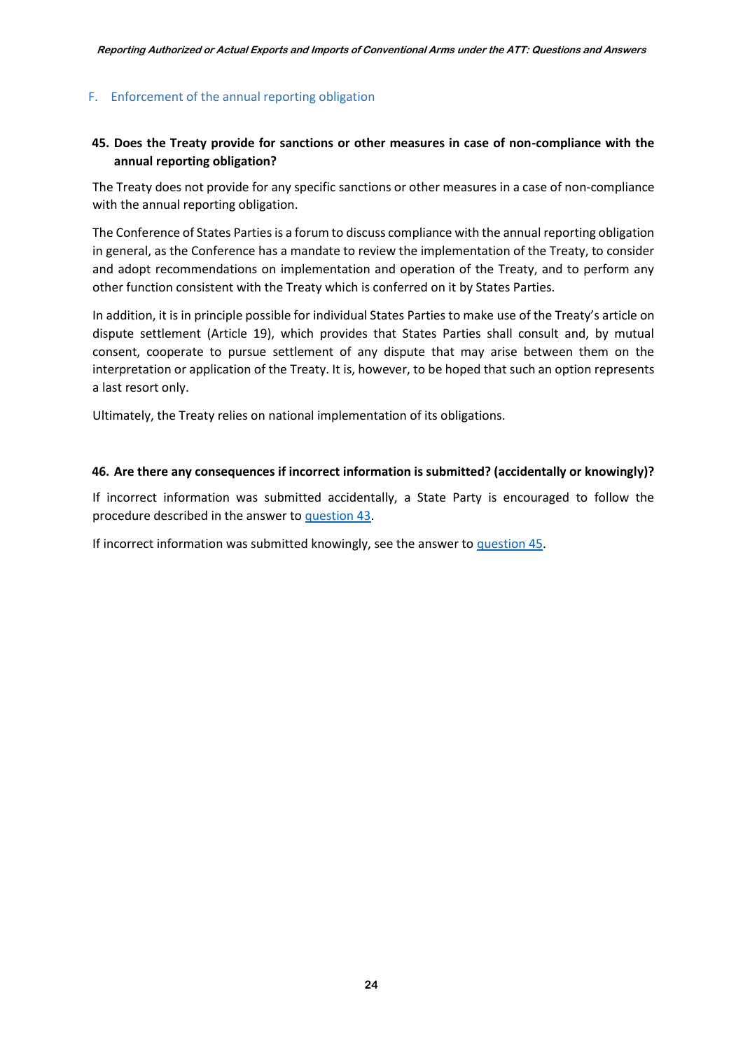## F. Enforcement of the annual reporting obligation

**45. Does the Treaty provide for sanctions or other measures in case of non-compliance with the annual reporting obligation?**

The Treaty does not provide for any specific sanctions or other measures in a case of non-compliance with the annual reporting obligation.

The Conference of States Parties is a forum to discuss compliance with the annual reporting obligation in general, as the Conference has a mandate to review the implementation of the Treaty, to consider and adopt recommendations on implementation and operation of the Treaty, and to perform any other function consistent with the Treaty which is conferred on it by States Parties.

In addition, it is in principle possible for individual States Parties to make use of the Treaty's article on dispute settlement (Article 19), which provides that States Parties shall consult and, by mutual consent, cooperate to pursue settlement of any dispute that may arise between them on the interpretation or application of the Treaty. It is, however, to be hoped that such an option represents a last resort only.

Ultimately, the Treaty relies on national implementation of its obligations.

**46. Are there any consequences if incorrect information is submitted? (accidentally or knowingly)?**

If incorrect information was submitted accidentally, a State Party is encouraged to follow the procedure described in the answer to question 43.

If incorrect information was submitted knowingly, see the answer to question 45.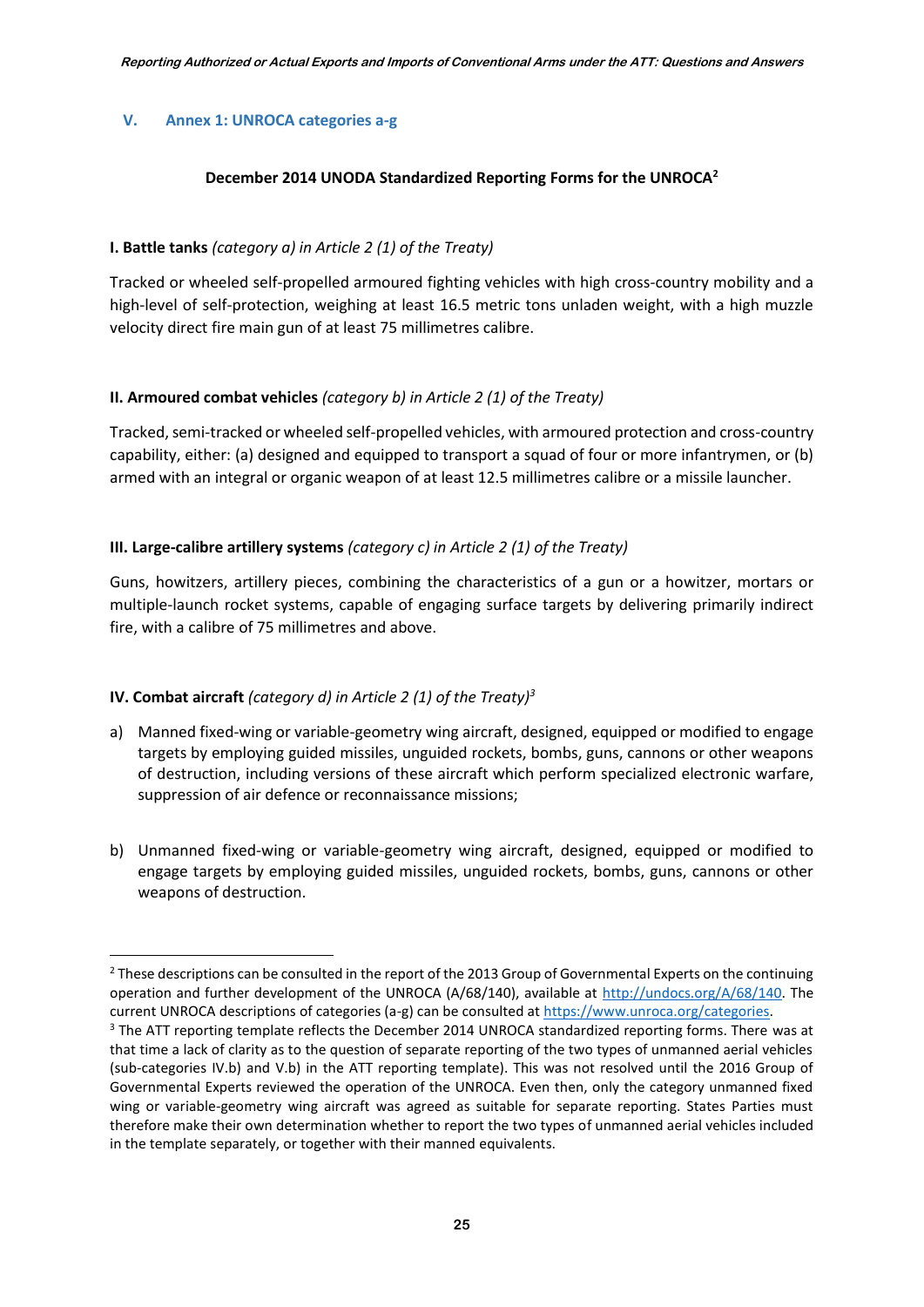## V. Annex 1: UNROCA categories a-g

**December 2014 UNODA Standardized Reporting Forms for the UNROCA**[2]

**I. Battle tanks** *(category a) in Article 2 (1) of the Treaty)*

Tracked or wheeled self-propelled armoured fighting vehicles with high cross-country mobility and a high-level of self-protection, weighing at least 16.5 metric tons unladen weight, with a high muzzle velocity direct fire main gun of at least 75 millimetres calibre.

**II. Armoured combat vehicles** *(category b) in Article 2 (1) of the Treaty)*

Tracked, semi-tracked or wheeled self-propelled vehicles, with armoured protection and cross-country capability, either: (a) designed and equipped to transport a squad of four or more infantrymen, or (b) armed with an integral or organic weapon of at least 12.5 millimetres calibre or a missile launcher.

**III. Large-calibre artillery systems** *(category c) in Article 2 (1) of the Treaty)*

Guns, howitzers, artillery pieces, combining the characteristics of a gun or a howitzer, mortars or multiple-launch rocket systems, capable of engaging surface targets by delivering primarily indirect fire, with a calibre of 75 millimetres and above.

**IV. Combat aircraft** *(category d) in Article 2 (1) of the Treaty)*[3]

a) Manned fixed-wing or variable-geometry wing aircraft, designed, equipped or modified to engage targets by employing guided missiles, unguided rockets, bombs, guns, cannons or other weapons of destruction, including versions of these aircraft which perform specialized electronic warfare, suppression of air defence or reconnaissance missions;

b) Unmanned fixed-wing or variable-geometry wing aircraft, designed, equipped or modified to engage targets by employing guided missiles, unguided rockets, bombs, guns, cannons or other weapons of destruction.

---

[2] These descriptions can be consulted in the report of the 2013 Group of Governmental Experts on the continuing operation and further development of the UNROCA (A/68/140), available at http://undocs.org/A/68/140. The current UNROCA descriptions of categories (a-g) can be consulted at https://www.unroca.org/categories.

[3] The ATT reporting template reflects the December 2014 UNROCA standardized reporting forms. There was at that time a lack of clarity as to the question of separate reporting of the two types of unmanned aerial vehicles (sub-categories IV.b) and V.b) in the ATT reporting template). This was not resolved until the 2016 Group of Governmental Experts reviewed the operation of the UNROCA. Even then, only the category unmanned fixed wing or variable-geometry wing aircraft was agreed as suitable for separate reporting. States Parties must therefore make their own determination whether to report the two types of unmanned aerial vehicles included in the template separately, or together with their manned equivalents.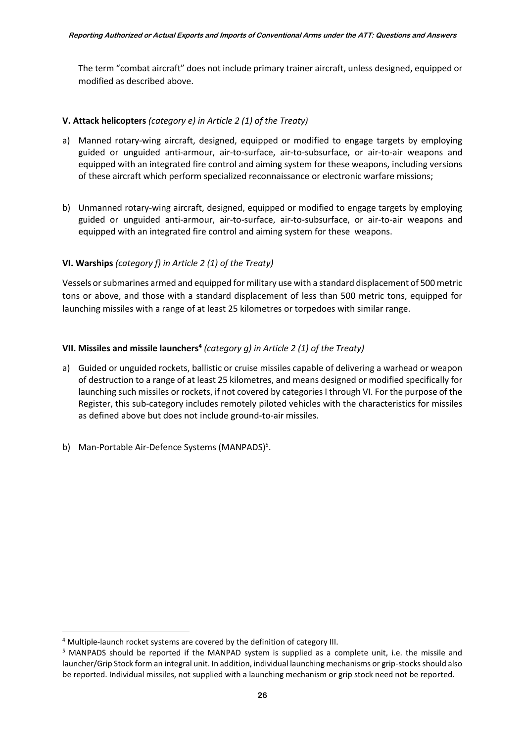The term "combat aircraft" does not include primary trainer aircraft, unless designed, equipped or modified as described above.

**V. Attack helicopters** *(category e) in Article 2 (1) of the Treaty)*

a) Manned rotary-wing aircraft, designed, equipped or modified to engage targets by employing guided or unguided anti-armour, air-to-surface, air-to-subsurface, or air-to-air weapons and equipped with an integrated fire control and aiming system for these weapons, including versions of these aircraft which perform specialized reconnaissance or electronic warfare missions;

b) Unmanned rotary-wing aircraft, designed, equipped or modified to engage targets by employing guided or unguided anti-armour, air-to-surface, air-to-subsurface, or air-to-air weapons and equipped with an integrated fire control and aiming system for these weapons.

**VI. Warships** *(category f) in Article 2 (1) of the Treaty)*

Vessels or submarines armed and equipped for military use with a standard displacement of 500 metric tons or above, and those with a standard displacement of less than 500 metric tons, equipped for launching missiles with a range of at least 25 kilometres or torpedoes with similar range.

**VII. Missiles and missile launchers[4]** *(category g) in Article 2 (1) of the Treaty)*

a) Guided or unguided rockets, ballistic or cruise missiles capable of delivering a warhead or weapon of destruction to a range of at least 25 kilometres, and means designed or modified specifically for launching such missiles or rockets, if not covered by categories I through VI. For the purpose of the Register, this sub-category includes remotely piloted vehicles with the characteristics for missiles as defined above but does not include ground-to-air missiles.

b) Man-Portable Air-Defence Systems (MANPADS)[5].

---

[4] Multiple-launch rocket systems are covered by the definition of category III.

[5] MANPADS should be reported if the MANPAD system is supplied as a complete unit, i.e. the missile and launcher/Grip Stock form an integral unit. In addition, individual launching mechanisms or grip-stocks should also be reported. Individual missiles, not supplied with a launching mechanism or grip stock need not be reported.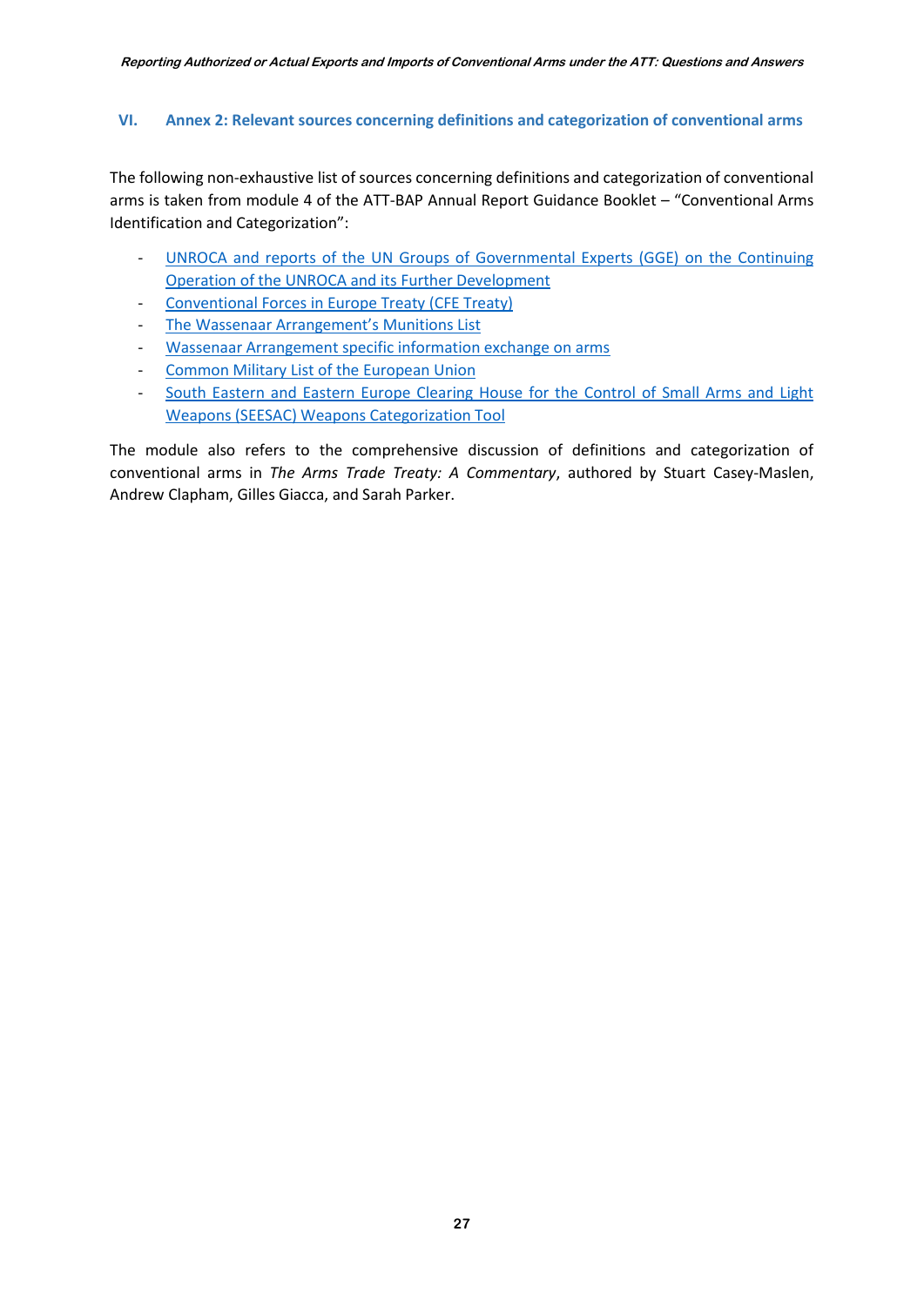## VI. Annex 2: Relevant sources concerning definitions and categorization of conventional arms

The following non-exhaustive list of sources concerning definitions and categorization of conventional arms is taken from module 4 of the ATT-BAP Annual Report Guidance Booklet – "Conventional Arms Identification and Categorization":

- UNROCA and reports of the UN Groups of Governmental Experts (GGE) on the Continuing Operation of the UNROCA and its Further Development
- Conventional Forces in Europe Treaty (CFE Treaty)
- The Wassenaar Arrangement's Munitions List
- Wassenaar Arrangement specific information exchange on arms
- Common Military List of the European Union
- South Eastern and Eastern Europe Clearing House for the Control of Small Arms and Light Weapons (SEESAC) Weapons Categorization Tool

The module also refers to the comprehensive discussion of definitions and categorization of conventional arms in *The Arms Trade Treaty: A Commentary*, authored by Stuart Casey-Maslen, Andrew Clapham, Gilles Giacca, and Sarah Parker.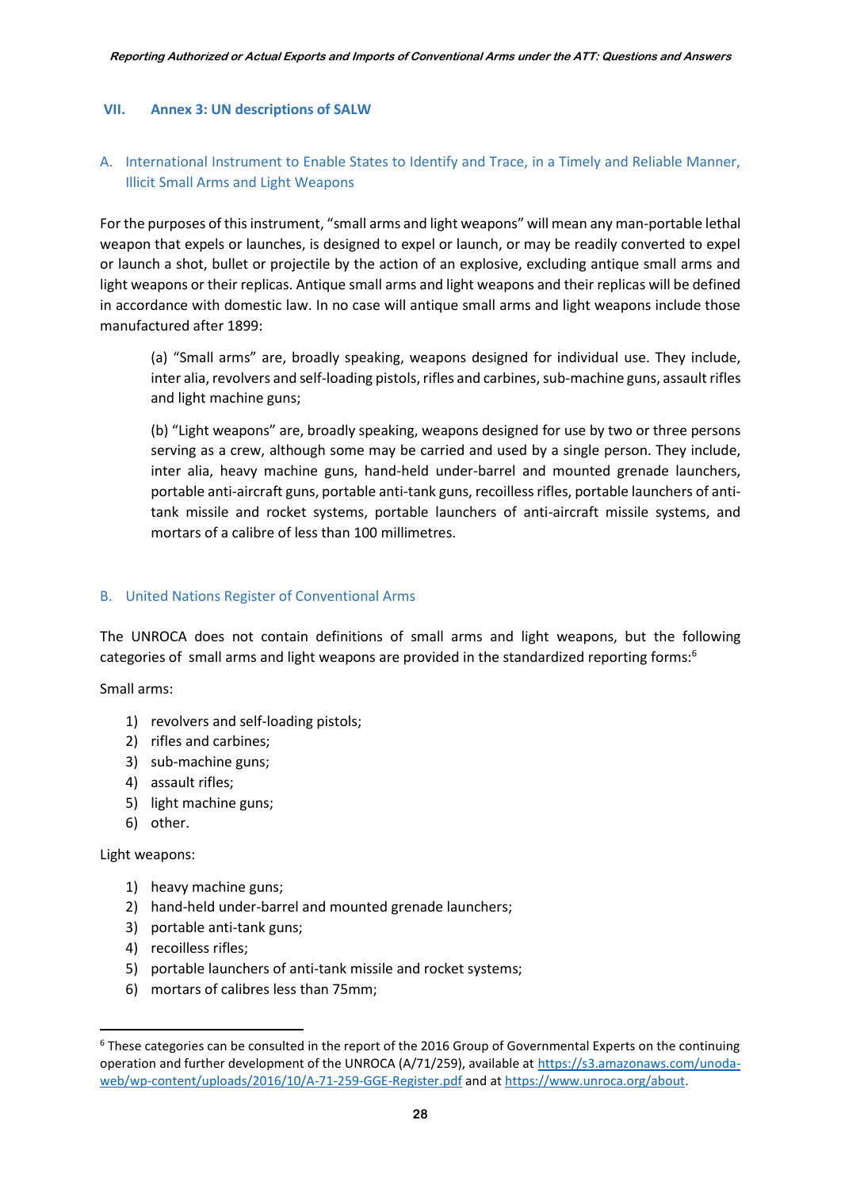## VII. Annex 3: UN descriptions of SALW

### A. International Instrument to Enable States to Identify and Trace, in a Timely and Reliable Manner, Illicit Small Arms and Light Weapons

For the purposes of this instrument, “small arms and light weapons” will mean any man-portable lethal weapon that expels or launches, is designed to expel or launch, or may be readily converted to expel or launch a shot, bullet or projectile by the action of an explosive, excluding antique small arms and light weapons or their replicas. Antique small arms and light weapons and their replicas will be defined in accordance with domestic law. In no case will antique small arms and light weapons include those manufactured after 1899:

(a) “Small arms” are, broadly speaking, weapons designed for individual use. They include, inter alia, revolvers and self-loading pistols, rifles and carbines, sub-machine guns, assault rifles and light machine guns;

(b) “Light weapons” are, broadly speaking, weapons designed for use by two or three persons serving as a crew, although some may be carried and used by a single person. They include, inter alia, heavy machine guns, hand-held under-barrel and mounted grenade launchers, portable anti-aircraft guns, portable anti-tank guns, recoilless rifles, portable launchers of anti-tank missile and rocket systems, portable launchers of anti-aircraft missile systems, and mortars of a calibre of less than 100 millimetres.

### B. United Nations Register of Conventional Arms

The UNROCA does not contain definitions of small arms and light weapons, but the following categories of small arms and light weapons are provided in the standardized reporting forms:[6]

Small arms:

1) revolvers and self-loading pistols;
2) rifles and carbines;
3) sub-machine guns;
4) assault rifles;
5) light machine guns;
6) other.

Light weapons:

1) heavy machine guns;
2) hand-held under-barrel and mounted grenade launchers;
3) portable anti-tank guns;
4) recoilless rifles;
5) portable launchers of anti-tank missile and rocket systems;
6) mortars of calibres less than 75mm;

---

[6] These categories can be consulted in the report of the 2016 Group of Governmental Experts on the continuing operation and further development of the UNROCA (A/71/259), available at https://s3.amazonaws.com/unoda-web/wp-content/uploads/2016/10/A-71-259-GGE-Register.pdf and at https://www.unroca.org/about.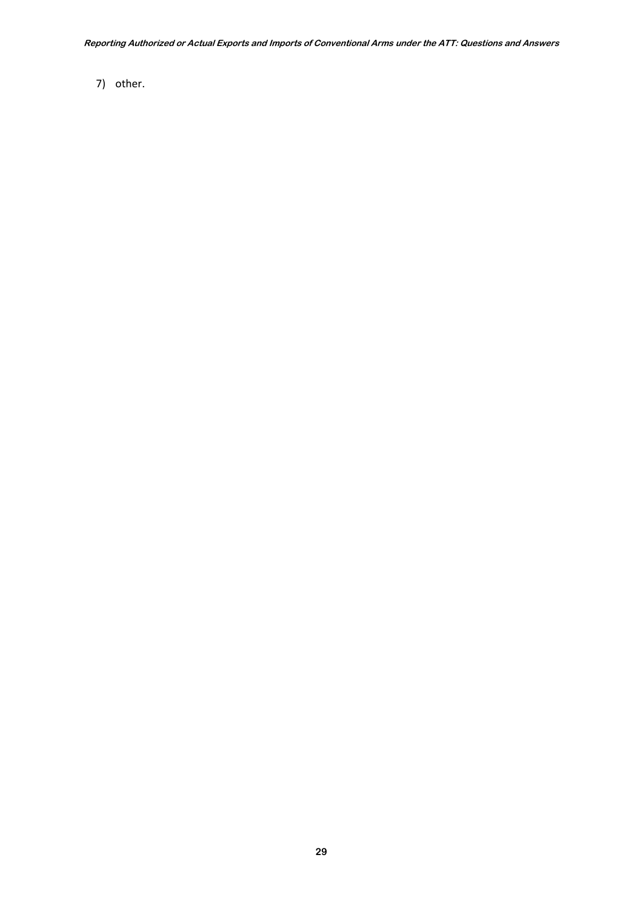7) other.